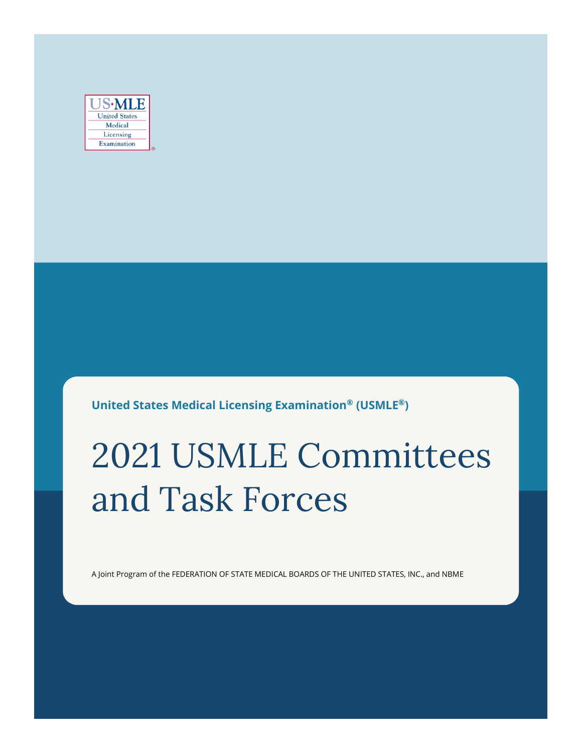US·MLE
United States
Medical
Licensing
Examination®

**United States Medical Licensing Examination® (USMLE®)**

# 2021 USMLE Committees and Task Forces

A Joint Program of the FEDERATION OF STATE MEDICAL BOARDS OF THE UNITED STATES, INC., and NBME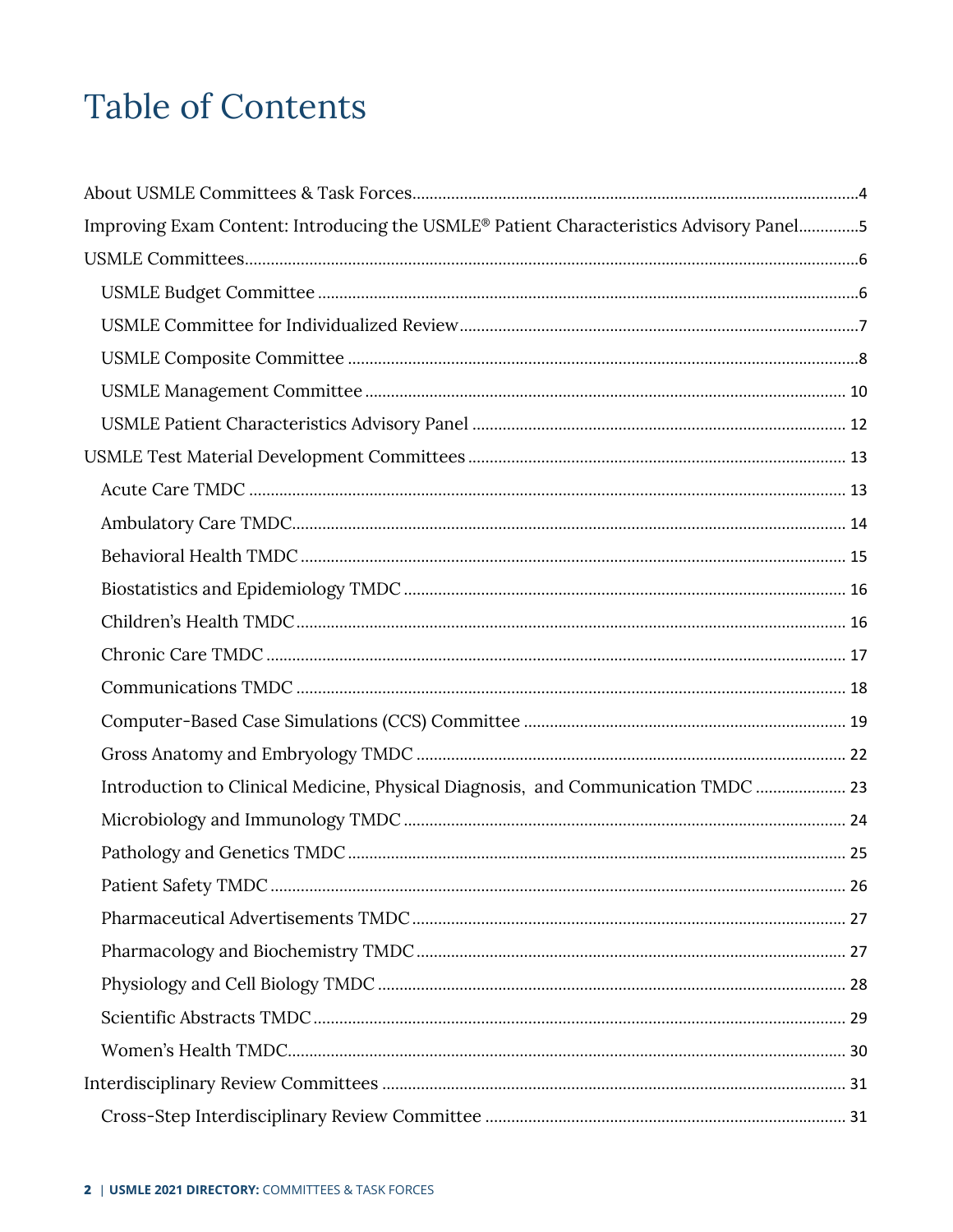# Table of Contents

- About USMLE Committees & Task Forces ... 4
- Improving Exam Content: Introducing the USMLE® Patient Characteristics Advisory Panel ... 5
- USMLE Committees ... 6
  - USMLE Budget Committee ... 6
  - USMLE Committee for Individualized Review ... 7
  - USMLE Composite Committee ... 8
  - USMLE Management Committee ... 10
  - USMLE Patient Characteristics Advisory Panel ... 12
- USMLE Test Material Development Committees ... 13
  - Acute Care TMDC ... 13
  - Ambulatory Care TMDC ... 14
  - Behavioral Health TMDC ... 15
  - Biostatistics and Epidemiology TMDC ... 16
  - Children's Health TMDC ... 16
  - Chronic Care TMDC ... 17
  - Communications TMDC ... 18
  - Computer-Based Case Simulations (CCS) Committee ... 19
  - Gross Anatomy and Embryology TMDC ... 22
  - Introduction to Clinical Medicine, Physical Diagnosis, and Communication TMDC ... 23
  - Microbiology and Immunology TMDC ... 24
  - Pathology and Genetics TMDC ... 25
  - Patient Safety TMDC ... 26
  - Pharmaceutical Advertisements TMDC ... 27
  - Pharmacology and Biochemistry TMDC ... 27
  - Physiology and Cell Biology TMDC ... 28
  - Scientific Abstracts TMDC ... 29
  - Women's Health TMDC ... 30
- Interdisciplinary Review Committees ... 31
  - Cross-Step Interdisciplinary Review Committee ... 31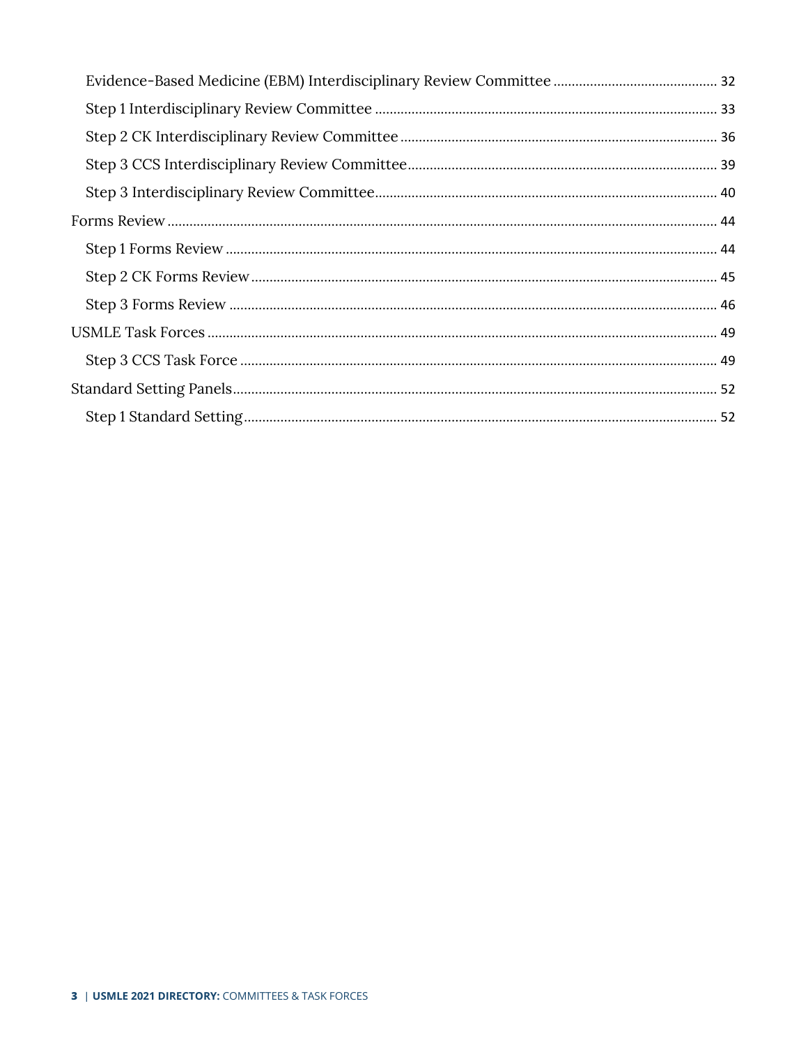- Evidence-Based Medicine (EBM) Interdisciplinary Review Committee ........ 32
- Step 1 Interdisciplinary Review Committee ........ 33
- Step 2 CK Interdisciplinary Review Committee ........ 36
- Step 3 CCS Interdisciplinary Review Committee ........ 39
- Step 3 Interdisciplinary Review Committee ........ 40

Forms Review ........ 44

- Step 1 Forms Review ........ 44
- Step 2 CK Forms Review ........ 45
- Step 3 Forms Review ........ 46

USMLE Task Forces ........ 49

- Step 3 CCS Task Force ........ 49

Standard Setting Panels ........ 52

- Step 1 Standard Setting ........ 52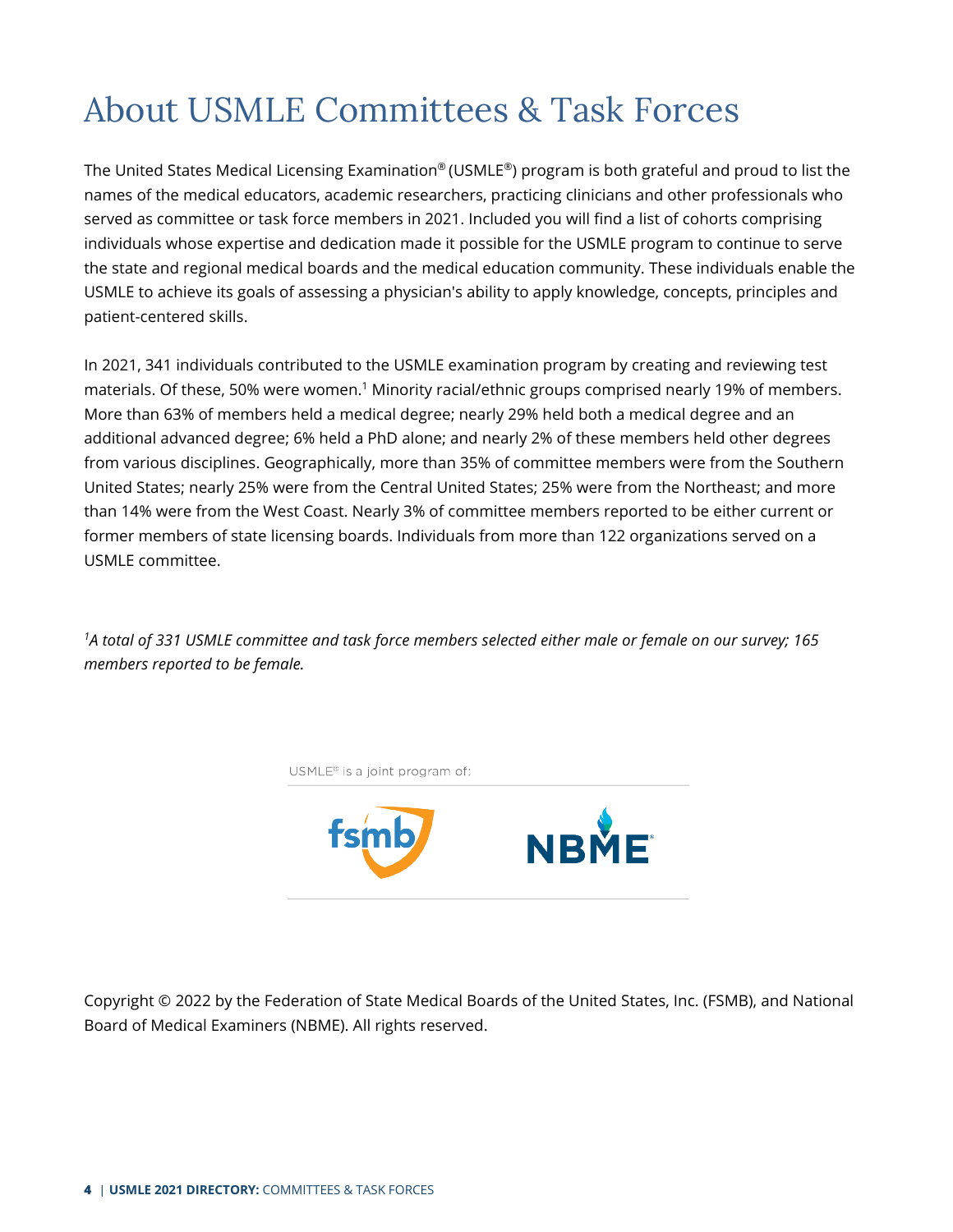# About USMLE Committees & Task Forces

The United States Medical Licensing Examination® (USMLE®) program is both grateful and proud to list the names of the medical educators, academic researchers, practicing clinicians and other professionals who served as committee or task force members in 2021. Included you will find a list of cohorts comprising individuals whose expertise and dedication made it possible for the USMLE program to continue to serve the state and regional medical boards and the medical education community. These individuals enable the USMLE to achieve its goals of assessing a physician's ability to apply knowledge, concepts, principles and patient-centered skills.

In 2021, 341 individuals contributed to the USMLE examination program by creating and reviewing test materials. Of these, 50% were women.[1] Minority racial/ethnic groups comprised nearly 19% of members. More than 63% of members held a medical degree; nearly 29% held both a medical degree and an additional advanced degree; 6% held a PhD alone; and nearly 2% of these members held other degrees from various disciplines. Geographically, more than 35% of committee members were from the Southern United States; nearly 25% were from the Central United States; 25% were from the Northeast; and more than 14% were from the West Coast. Nearly 3% of committee members reported to be either current or former members of state licensing boards. Individuals from more than 122 organizations served on a USMLE committee.

*[1]A total of 331 USMLE committee and task force members selected either male or female on our survey; 165 members reported to be female.*

USMLE® is a joint program of:

fsmb NBME®

Copyright © 2022 by the Federation of State Medical Boards of the United States, Inc. (FSMB), and National Board of Medical Examiners (NBME). All rights reserved.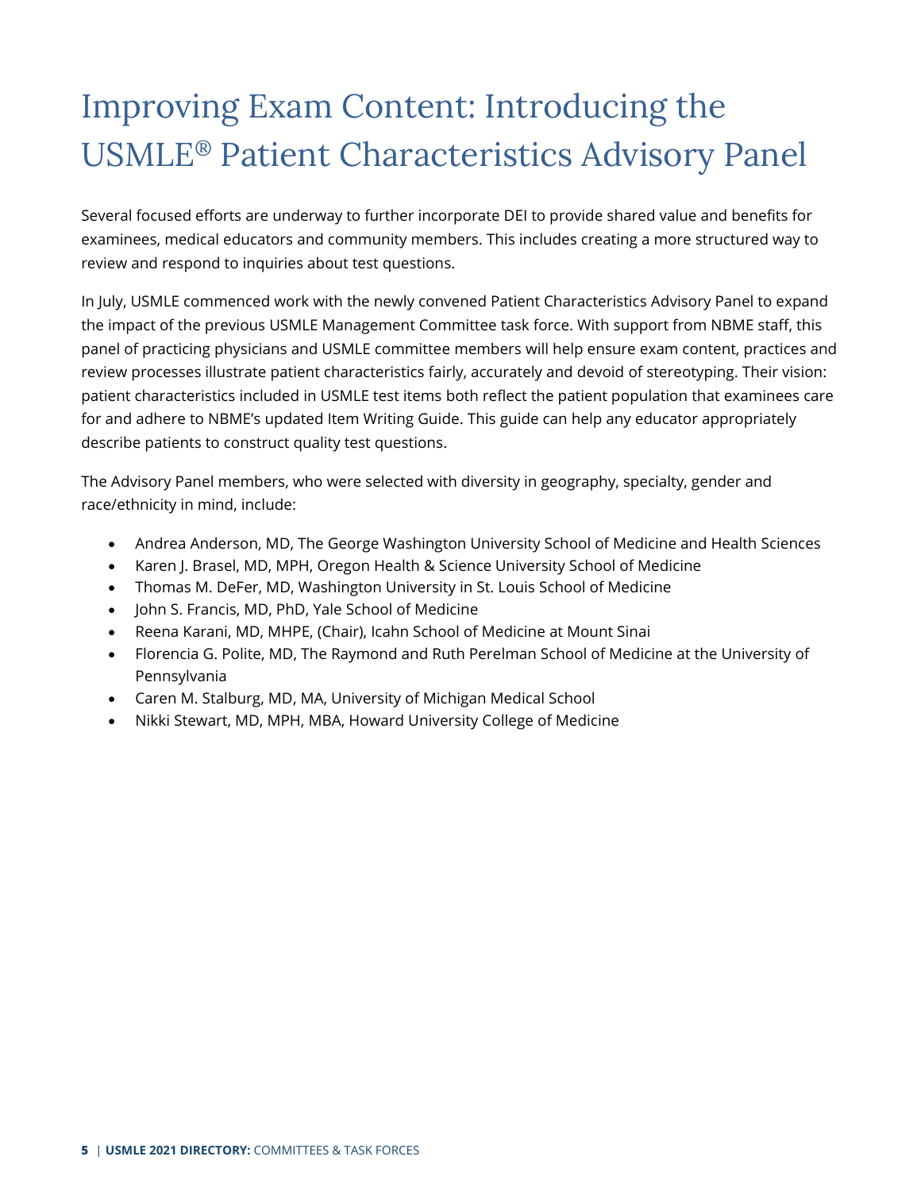# Improving Exam Content: Introducing the USMLE® Patient Characteristics Advisory Panel

Several focused efforts are underway to further incorporate DEI to provide shared value and benefits for examinees, medical educators and community members. This includes creating a more structured way to review and respond to inquiries about test questions.

In July, USMLE commenced work with the newly convened Patient Characteristics Advisory Panel to expand the impact of the previous USMLE Management Committee task force. With support from NBME staff, this panel of practicing physicians and USMLE committee members will help ensure exam content, practices and review processes illustrate patient characteristics fairly, accurately and devoid of stereotyping. Their vision: patient characteristics included in USMLE test items both reflect the patient population that examinees care for and adhere to NBME's updated Item Writing Guide. This guide can help any educator appropriately describe patients to construct quality test questions.

The Advisory Panel members, who were selected with diversity in geography, specialty, gender and race/ethnicity in mind, include:

- Andrea Anderson, MD, The George Washington University School of Medicine and Health Sciences
- Karen J. Brasel, MD, MPH, Oregon Health & Science University School of Medicine
- Thomas M. DeFer, MD, Washington University in St. Louis School of Medicine
- John S. Francis, MD, PhD, Yale School of Medicine
- Reena Karani, MD, MHPE, (Chair), Icahn School of Medicine at Mount Sinai
- Florencia G. Polite, MD, The Raymond and Ruth Perelman School of Medicine at the University of Pennsylvania
- Caren M. Stalburg, MD, MA, University of Michigan Medical School
- Nikki Stewart, MD, MPH, MBA, Howard University College of Medicine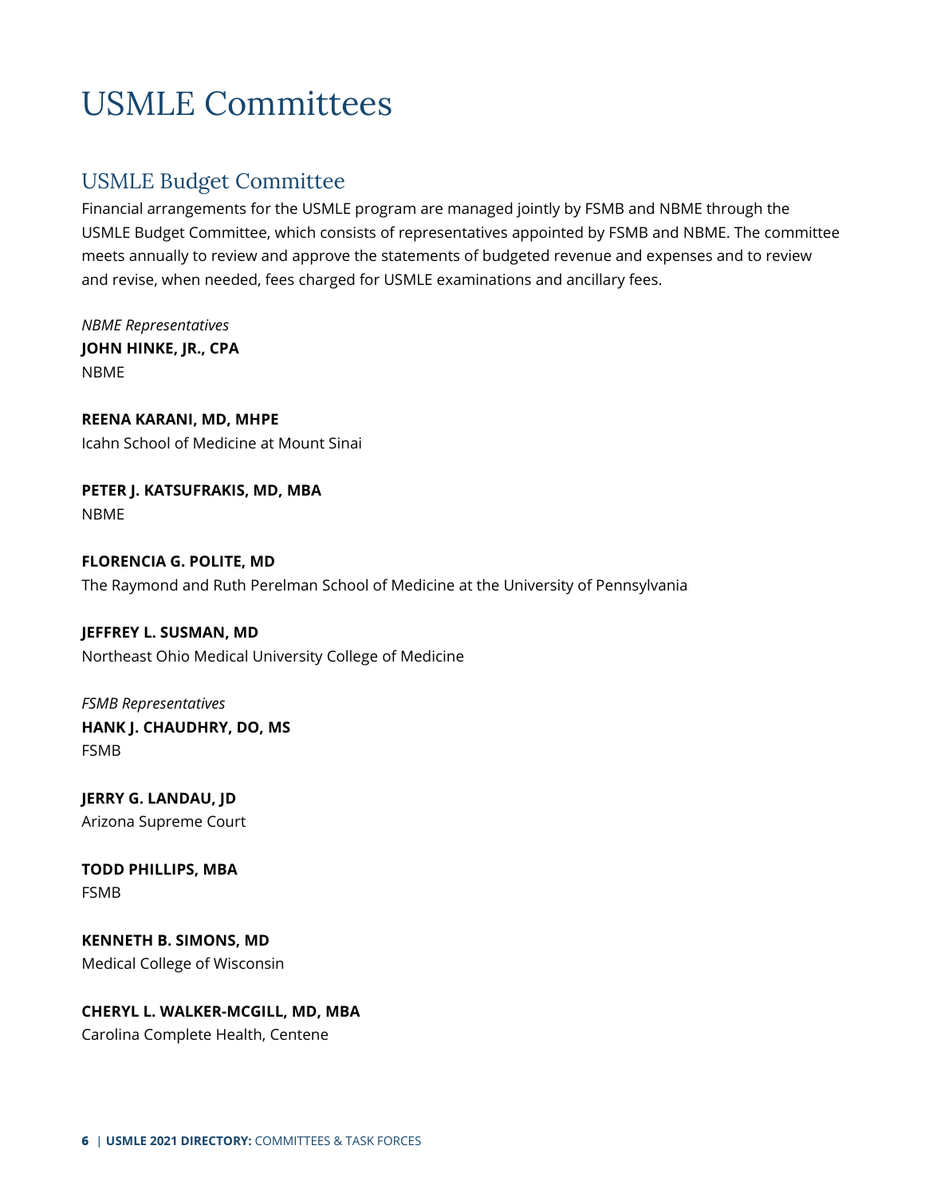# USMLE Committees

## USMLE Budget Committee

Financial arrangements for the USMLE program are managed jointly by FSMB and NBME through the USMLE Budget Committee, which consists of representatives appointed by FSMB and NBME. The committee meets annually to review and approve the statements of budgeted revenue and expenses and to review and revise, when needed, fees charged for USMLE examinations and ancillary fees.

*NBME Representatives*

**JOHN HINKE, JR., CPA**
NBME

**REENA KARANI, MD, MHPE**
Icahn School of Medicine at Mount Sinai

**PETER J. KATSUFRAKIS, MD, MBA**
NBME

**FLORENCIA G. POLITE, MD**
The Raymond and Ruth Perelman School of Medicine at the University of Pennsylvania

**JEFFREY L. SUSMAN, MD**
Northeast Ohio Medical University College of Medicine

*FSMB Representatives*

**HANK J. CHAUDHRY, DO, MS**
FSMB

**JERRY G. LANDAU, JD**
Arizona Supreme Court

**TODD PHILLIPS, MBA**
FSMB

**KENNETH B. SIMONS, MD**
Medical College of Wisconsin

**CHERYL L. WALKER-MCGILL, MD, MBA**
Carolina Complete Health, Centene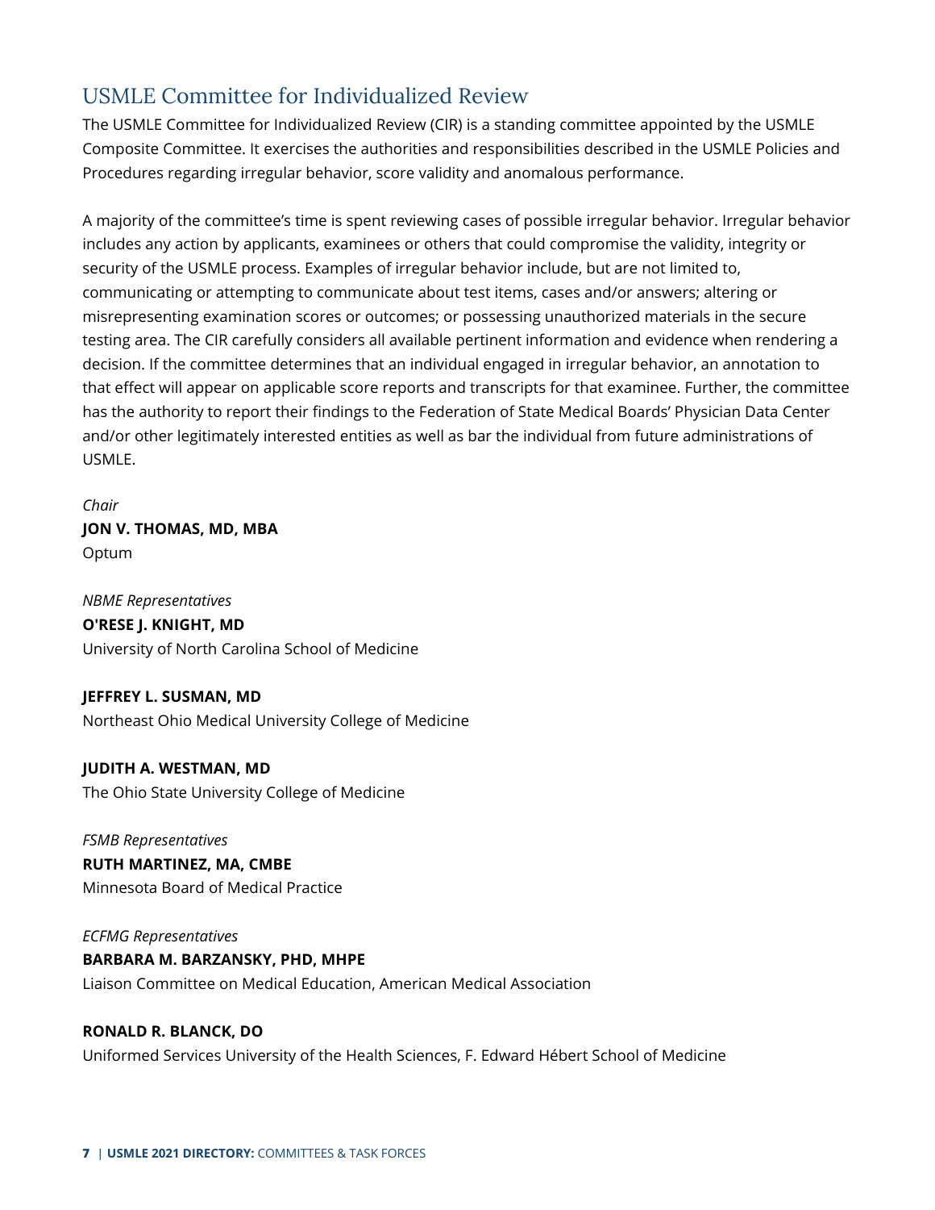## USMLE Committee for Individualized Review

The USMLE Committee for Individualized Review (CIR) is a standing committee appointed by the USMLE Composite Committee. It exercises the authorities and responsibilities described in the USMLE Policies and Procedures regarding irregular behavior, score validity and anomalous performance.

A majority of the committee's time is spent reviewing cases of possible irregular behavior. Irregular behavior includes any action by applicants, examinees or others that could compromise the validity, integrity or security of the USMLE process. Examples of irregular behavior include, but are not limited to, communicating or attempting to communicate about test items, cases and/or answers; altering or misrepresenting examination scores or outcomes; or possessing unauthorized materials in the secure testing area. The CIR carefully considers all available pertinent information and evidence when rendering a decision. If the committee determines that an individual engaged in irregular behavior, an annotation to that effect will appear on applicable score reports and transcripts for that examinee. Further, the committee has the authority to report their findings to the Federation of State Medical Boards' Physician Data Center and/or other legitimately interested entities as well as bar the individual from future administrations of USMLE.

*Chair*
**JON V. THOMAS, MD, MBA**
Optum

*NBME Representatives*
**O'RESE J. KNIGHT, MD**
University of North Carolina School of Medicine

**JEFFREY L. SUSMAN, MD**
Northeast Ohio Medical University College of Medicine

**JUDITH A. WESTMAN, MD**
The Ohio State University College of Medicine

*FSMB Representatives*
**RUTH MARTINEZ, MA, CMBE**
Minnesota Board of Medical Practice

*ECFMG Representatives*
**BARBARA M. BARZANSKY, PHD, MHPE**
Liaison Committee on Medical Education, American Medical Association

**RONALD R. BLANCK, DO**
Uniformed Services University of the Health Sciences, F. Edward Hébert School of Medicine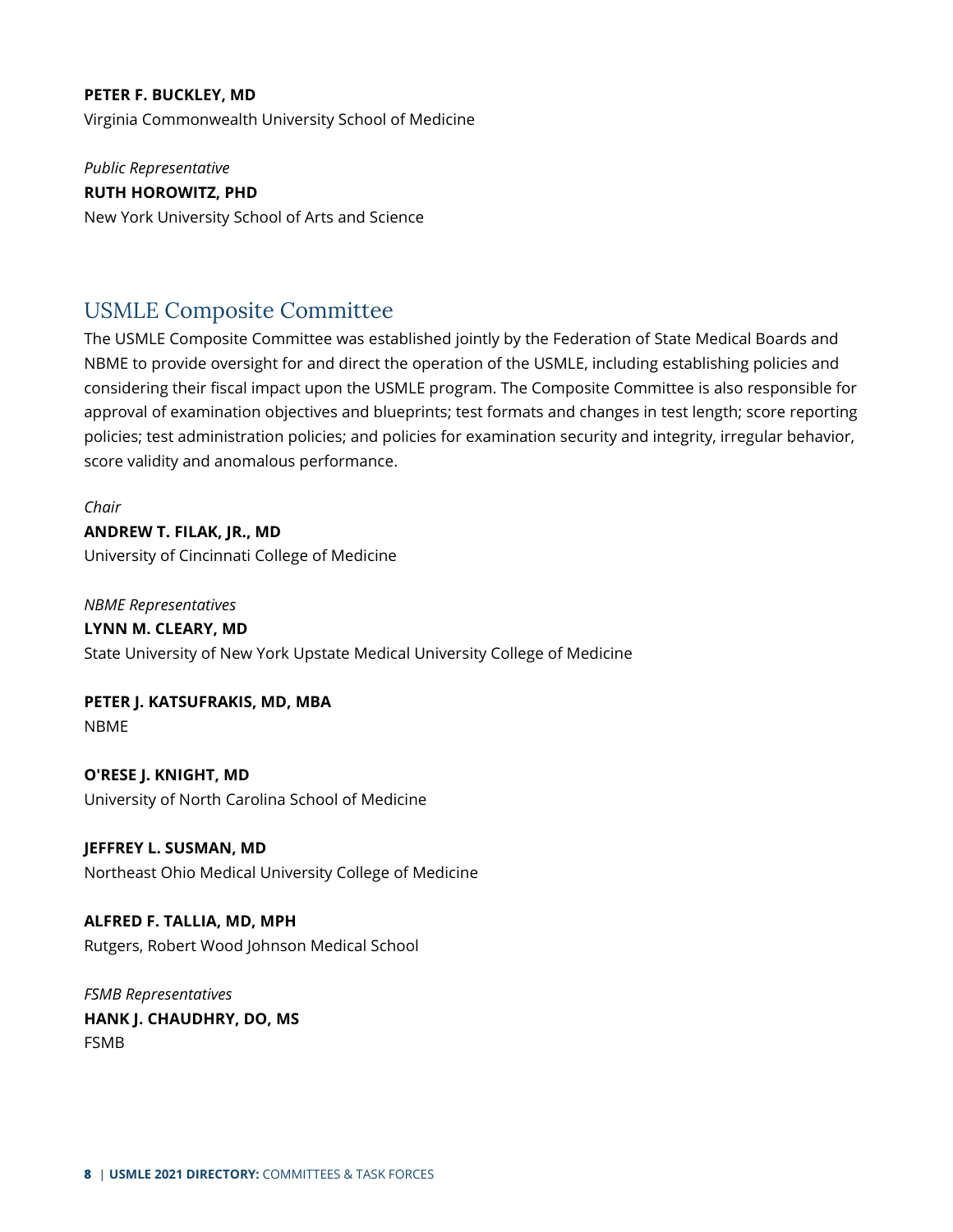**PETER F. BUCKLEY, MD**
Virginia Commonwealth University School of Medicine

*Public Representative*
**RUTH HOROWITZ, PHD**
New York University School of Arts and Science

## USMLE Composite Committee

The USMLE Composite Committee was established jointly by the Federation of State Medical Boards and NBME to provide oversight for and direct the operation of the USMLE, including establishing policies and considering their fiscal impact upon the USMLE program. The Composite Committee is also responsible for approval of examination objectives and blueprints; test formats and changes in test length; score reporting policies; test administration policies; and policies for examination security and integrity, irregular behavior, score validity and anomalous performance.

*Chair*
**ANDREW T. FILAK, JR., MD**
University of Cincinnati College of Medicine

*NBME Representatives*
**LYNN M. CLEARY, MD**
State University of New York Upstate Medical University College of Medicine

**PETER J. KATSUFRAKIS, MD, MBA**
NBME

**O'RESE J. KNIGHT, MD**
University of North Carolina School of Medicine

**JEFFREY L. SUSMAN, MD**
Northeast Ohio Medical University College of Medicine

**ALFRED F. TALLIA, MD, MPH**
Rutgers, Robert Wood Johnson Medical School

*FSMB Representatives*
**HANK J. CHAUDHRY, DO, MS**
FSMB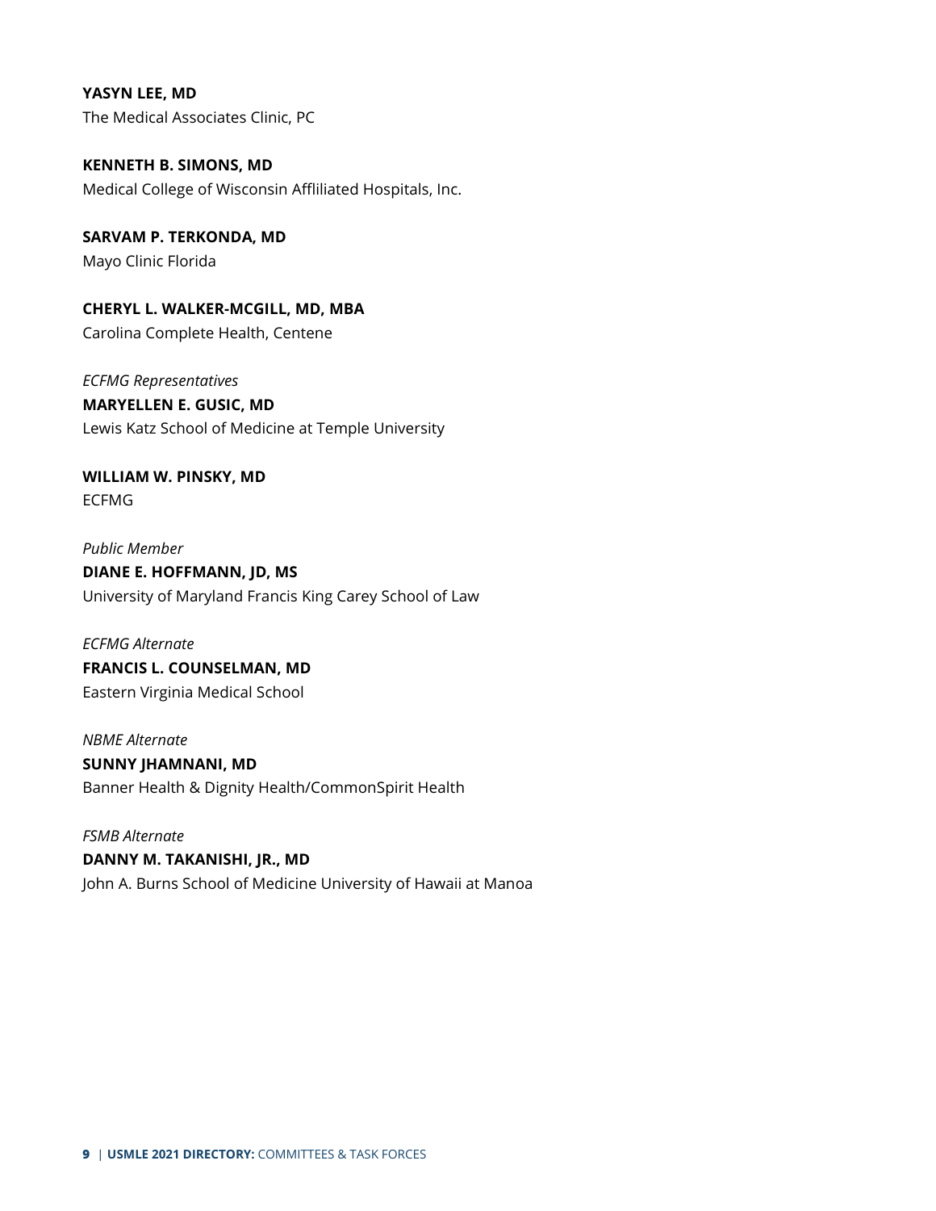**YASYN LEE, MD**
The Medical Associates Clinic, PC

**KENNETH B. SIMONS, MD**
Medical College of Wisconsin Affliliated Hospitals, Inc.

**SARVAM P. TERKONDA, MD**
Mayo Clinic Florida

**CHERYL L. WALKER-MCGILL, MD, MBA**
Carolina Complete Health, Centene

*ECFMG Representatives*
**MARYELLEN E. GUSIC, MD**
Lewis Katz School of Medicine at Temple University

**WILLIAM W. PINSKY, MD**
ECFMG

*Public Member*
**DIANE E. HOFFMANN, JD, MS**
University of Maryland Francis King Carey School of Law

*ECFMG Alternate*
**FRANCIS L. COUNSELMAN, MD**
Eastern Virginia Medical School

*NBME Alternate*
**SUNNY JHAMNANI, MD**
Banner Health & Dignity Health/CommonSpirit Health

*FSMB Alternate*
**DANNY M. TAKANISHI, JR., MD**
John A. Burns School of Medicine University of Hawaii at Manoa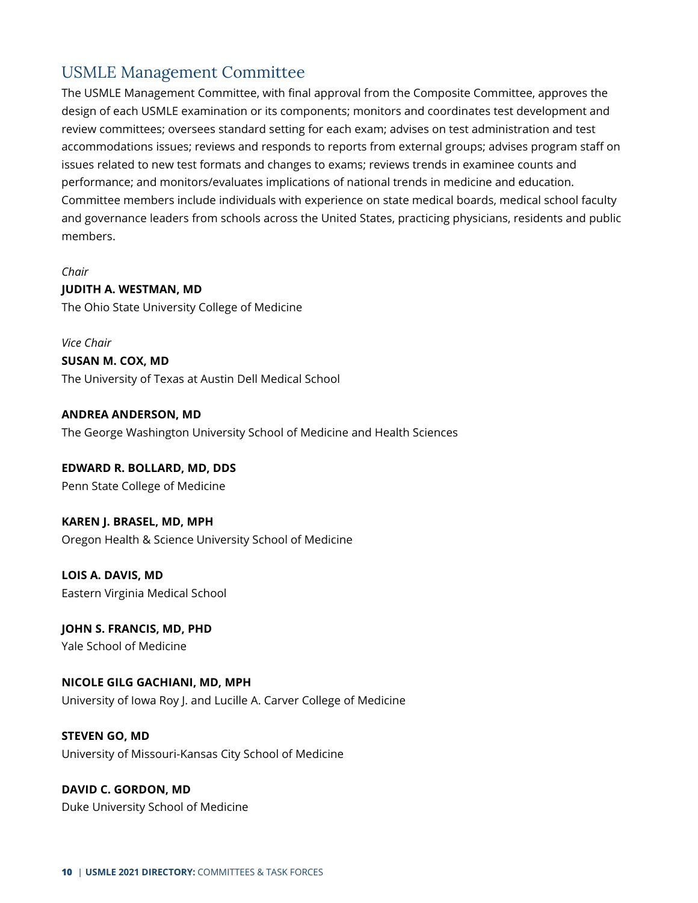## USMLE Management Committee

The USMLE Management Committee, with final approval from the Composite Committee, approves the design of each USMLE examination or its components; monitors and coordinates test development and review committees; oversees standard setting for each exam; advises on test administration and test accommodations issues; reviews and responds to reports from external groups; advises program staff on issues related to new test formats and changes to exams; reviews trends in examinee counts and performance; and monitors/evaluates implications of national trends in medicine and education. Committee members include individuals with experience on state medical boards, medical school faculty and governance leaders from schools across the United States, practicing physicians, residents and public members.

*Chair*
**JUDITH A. WESTMAN, MD**
The Ohio State University College of Medicine

*Vice Chair*
**SUSAN M. COX, MD**
The University of Texas at Austin Dell Medical School

**ANDREA ANDERSON, MD**
The George Washington University School of Medicine and Health Sciences

**EDWARD R. BOLLARD, MD, DDS**
Penn State College of Medicine

**KAREN J. BRASEL, MD, MPH**
Oregon Health & Science University School of Medicine

**LOIS A. DAVIS, MD**
Eastern Virginia Medical School

**JOHN S. FRANCIS, MD, PHD**
Yale School of Medicine

**NICOLE GILG GACHIANI, MD, MPH**
University of Iowa Roy J. and Lucille A. Carver College of Medicine

**STEVEN GO, MD**
University of Missouri-Kansas City School of Medicine

**DAVID C. GORDON, MD**
Duke University School of Medicine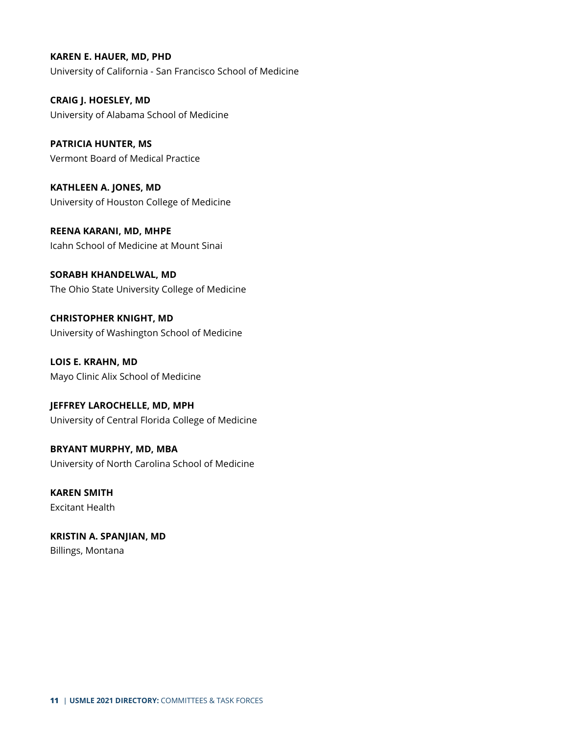**KAREN E. HAUER, MD, PHD**
University of California - San Francisco School of Medicine

**CRAIG J. HOESLEY, MD**
University of Alabama School of Medicine

**PATRICIA HUNTER, MS**
Vermont Board of Medical Practice

**KATHLEEN A. JONES, MD**
University of Houston College of Medicine

**REENA KARANI, MD, MHPE**
Icahn School of Medicine at Mount Sinai

**SORABH KHANDELWAL, MD**
The Ohio State University College of Medicine

**CHRISTOPHER KNIGHT, MD**
University of Washington School of Medicine

**LOIS E. KRAHN, MD**
Mayo Clinic Alix School of Medicine

**JEFFREY LAROCHELLE, MD, MPH**
University of Central Florida College of Medicine

**BRYANT MURPHY, MD, MBA**
University of North Carolina School of Medicine

**KAREN SMITH**
Excitant Health

**KRISTIN A. SPANJIAN, MD**
Billings, Montana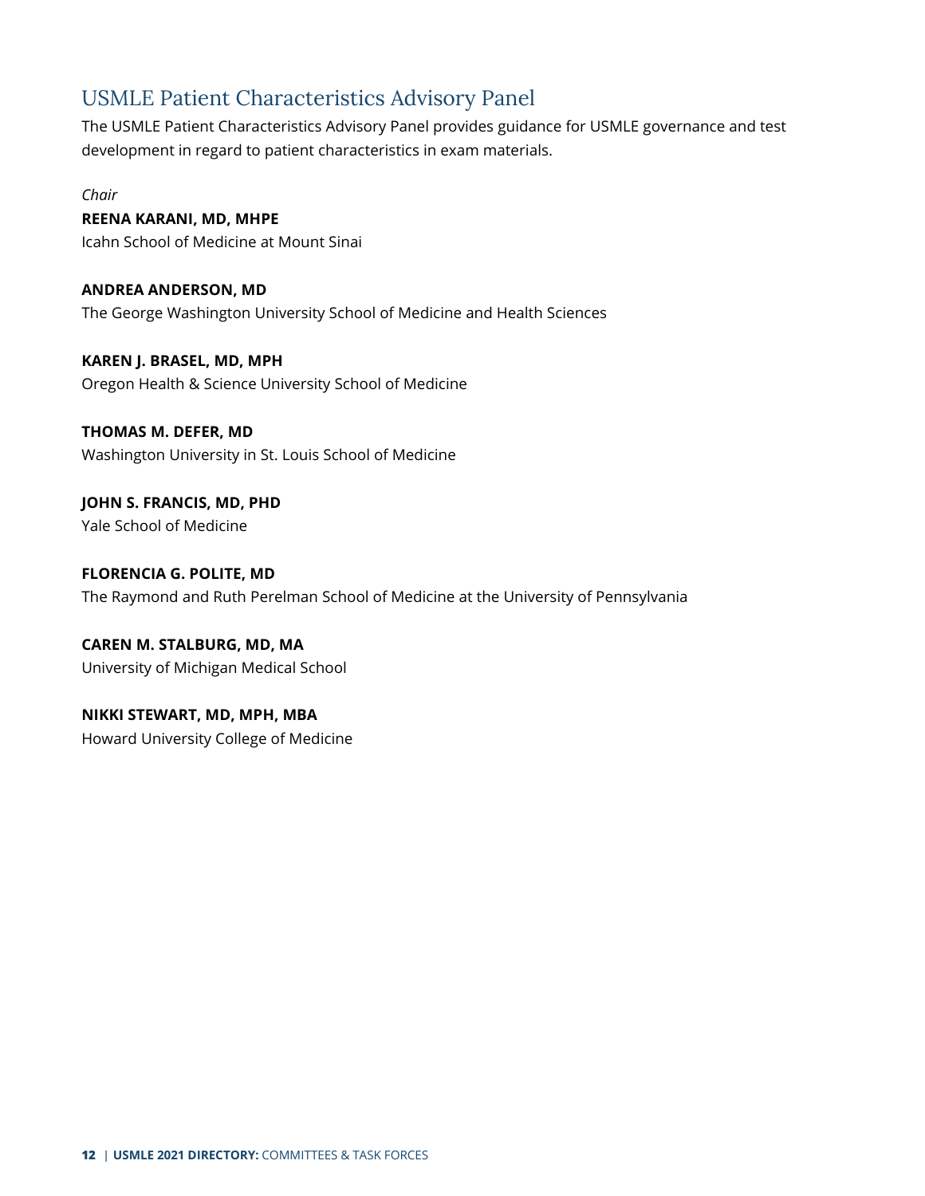## USMLE Patient Characteristics Advisory Panel

The USMLE Patient Characteristics Advisory Panel provides guidance for USMLE governance and test development in regard to patient characteristics in exam materials.

*Chair*

**REENA KARANI, MD, MHPE**
Icahn School of Medicine at Mount Sinai

**ANDREA ANDERSON, MD**
The George Washington University School of Medicine and Health Sciences

**KAREN J. BRASEL, MD, MPH**
Oregon Health & Science University School of Medicine

**THOMAS M. DEFER, MD**
Washington University in St. Louis School of Medicine

**JOHN S. FRANCIS, MD, PHD**
Yale School of Medicine

**FLORENCIA G. POLITE, MD**
The Raymond and Ruth Perelman School of Medicine at the University of Pennsylvania

**CAREN M. STALBURG, MD, MA**
University of Michigan Medical School

**NIKKI STEWART, MD, MPH, MBA**
Howard University College of Medicine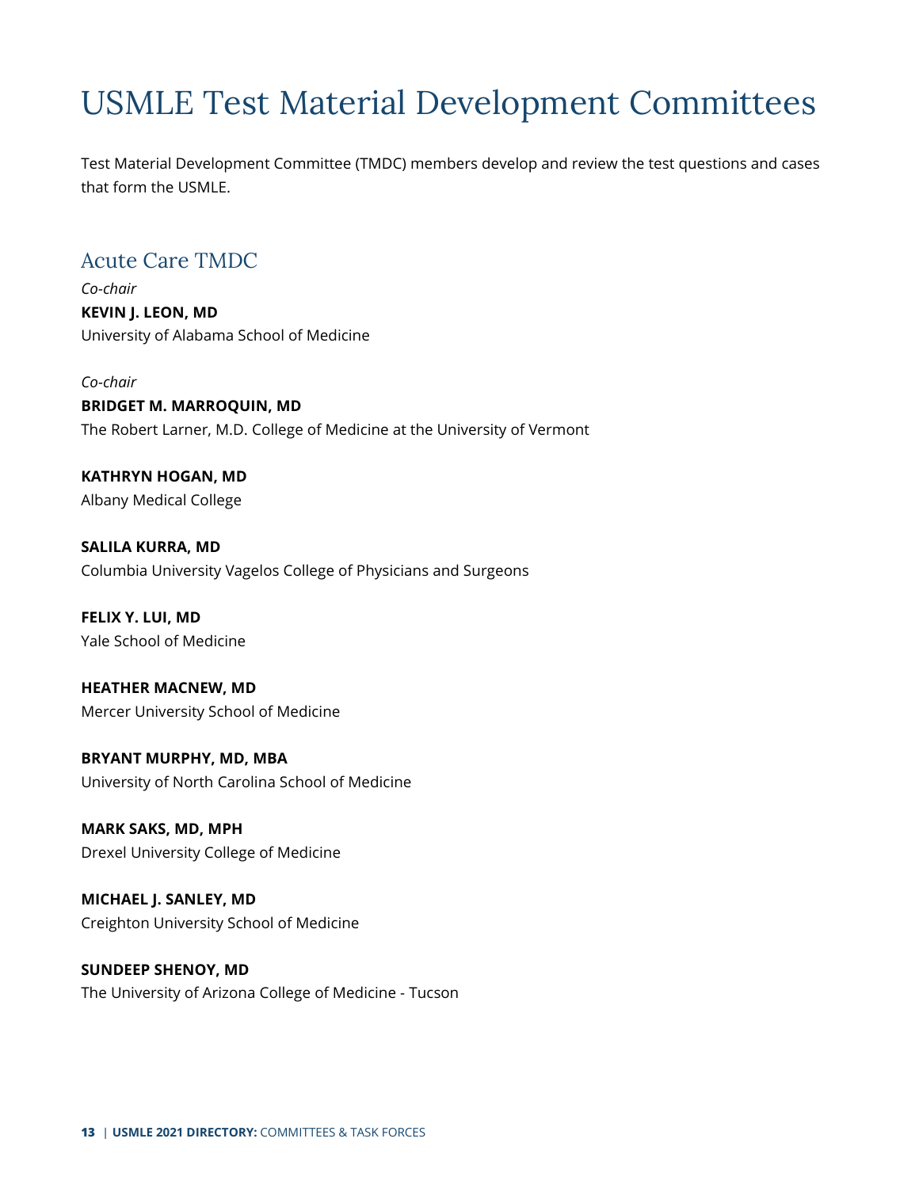# USMLE Test Material Development Committees

Test Material Development Committee (TMDC) members develop and review the test questions and cases that form the USMLE.

## Acute Care TMDC

*Co-chair*
**KEVIN J. LEON, MD**
University of Alabama School of Medicine

*Co-chair*
**BRIDGET M. MARROQUIN, MD**
The Robert Larner, M.D. College of Medicine at the University of Vermont

**KATHRYN HOGAN, MD**
Albany Medical College

**SALILA KURRA, MD**
Columbia University Vagelos College of Physicians and Surgeons

**FELIX Y. LUI, MD**
Yale School of Medicine

**HEATHER MACNEW, MD**
Mercer University School of Medicine

**BRYANT MURPHY, MD, MBA**
University of North Carolina School of Medicine

**MARK SAKS, MD, MPH**
Drexel University College of Medicine

**MICHAEL J. SANLEY, MD**
Creighton University School of Medicine

**SUNDEEP SHENOY, MD**
The University of Arizona College of Medicine - Tucson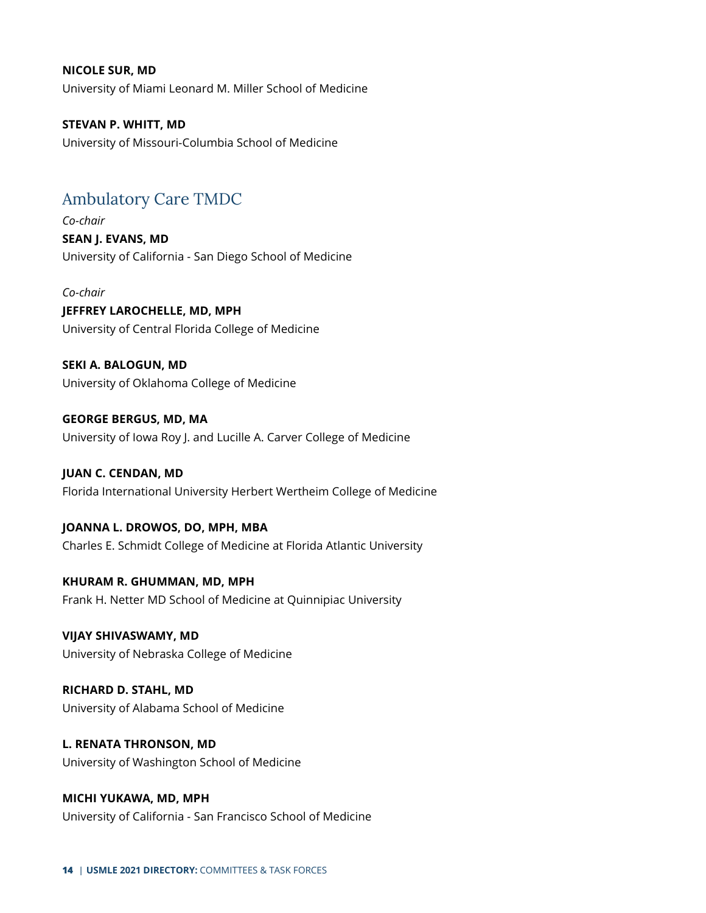**NICOLE SUR, MD**
University of Miami Leonard M. Miller School of Medicine

**STEVAN P. WHITT, MD**
University of Missouri-Columbia School of Medicine

## Ambulatory Care TMDC

*Co-chair*
**SEAN J. EVANS, MD**
University of California - San Diego School of Medicine

*Co-chair*
**JEFFREY LAROCHELLE, MD, MPH**
University of Central Florida College of Medicine

**SEKI A. BALOGUN, MD**
University of Oklahoma College of Medicine

**GEORGE BERGUS, MD, MA**
University of Iowa Roy J. and Lucille A. Carver College of Medicine

**JUAN C. CENDAN, MD**
Florida International University Herbert Wertheim College of Medicine

**JOANNA L. DROWOS, DO, MPH, MBA**
Charles E. Schmidt College of Medicine at Florida Atlantic University

**KHURAM R. GHUMMAN, MD, MPH**
Frank H. Netter MD School of Medicine at Quinnipiac University

**VIJAY SHIVASWAMY, MD**
University of Nebraska College of Medicine

**RICHARD D. STAHL, MD**
University of Alabama School of Medicine

**L. RENATA THRONSON, MD**
University of Washington School of Medicine

**MICHI YUKAWA, MD, MPH**
University of California - San Francisco School of Medicine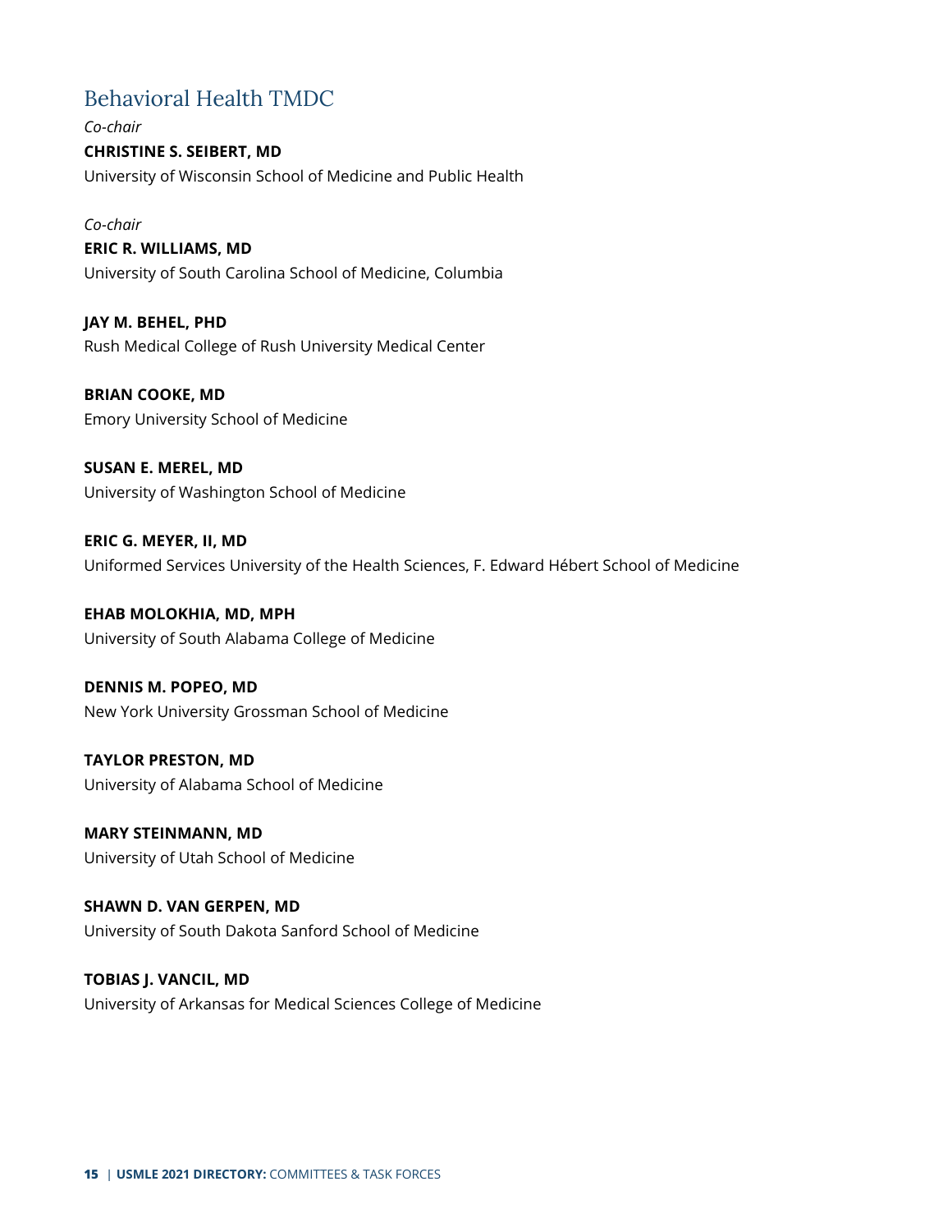## Behavioral Health TMDC

*Co-chair*
**CHRISTINE S. SEIBERT, MD**
University of Wisconsin School of Medicine and Public Health

*Co-chair*
**ERIC R. WILLIAMS, MD**
University of South Carolina School of Medicine, Columbia

**JAY M. BEHEL, PHD**
Rush Medical College of Rush University Medical Center

**BRIAN COOKE, MD**
Emory University School of Medicine

**SUSAN E. MEREL, MD**
University of Washington School of Medicine

**ERIC G. MEYER, II, MD**
Uniformed Services University of the Health Sciences, F. Edward Hébert School of Medicine

**EHAB MOLOKHIA, MD, MPH**
University of South Alabama College of Medicine

**DENNIS M. POPEO, MD**
New York University Grossman School of Medicine

**TAYLOR PRESTON, MD**
University of Alabama School of Medicine

**MARY STEINMANN, MD**
University of Utah School of Medicine

**SHAWN D. VAN GERPEN, MD**
University of South Dakota Sanford School of Medicine

**TOBIAS J. VANCIL, MD**
University of Arkansas for Medical Sciences College of Medicine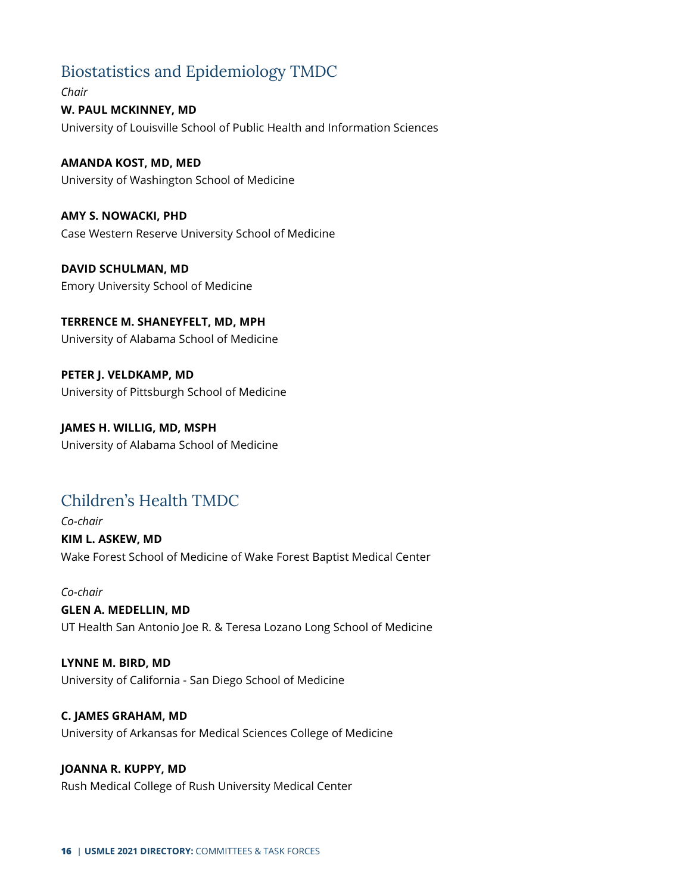## Biostatistics and Epidemiology TMDC

*Chair*

**W. PAUL MCKINNEY, MD**
University of Louisville School of Public Health and Information Sciences

**AMANDA KOST, MD, MED**
University of Washington School of Medicine

**AMY S. NOWACKI, PHD**
Case Western Reserve University School of Medicine

**DAVID SCHULMAN, MD**
Emory University School of Medicine

**TERRENCE M. SHANEYFELT, MD, MPH**
University of Alabama School of Medicine

**PETER J. VELDKAMP, MD**
University of Pittsburgh School of Medicine

**JAMES H. WILLIG, MD, MSPH**
University of Alabama School of Medicine

## Children's Health TMDC

*Co-chair*

**KIM L. ASKEW, MD**
Wake Forest School of Medicine of Wake Forest Baptist Medical Center

*Co-chair*

**GLEN A. MEDELLIN, MD**
UT Health San Antonio Joe R. & Teresa Lozano Long School of Medicine

**LYNNE M. BIRD, MD**
University of California - San Diego School of Medicine

**C. JAMES GRAHAM, MD**
University of Arkansas for Medical Sciences College of Medicine

**JOANNA R. KUPPY, MD**
Rush Medical College of Rush University Medical Center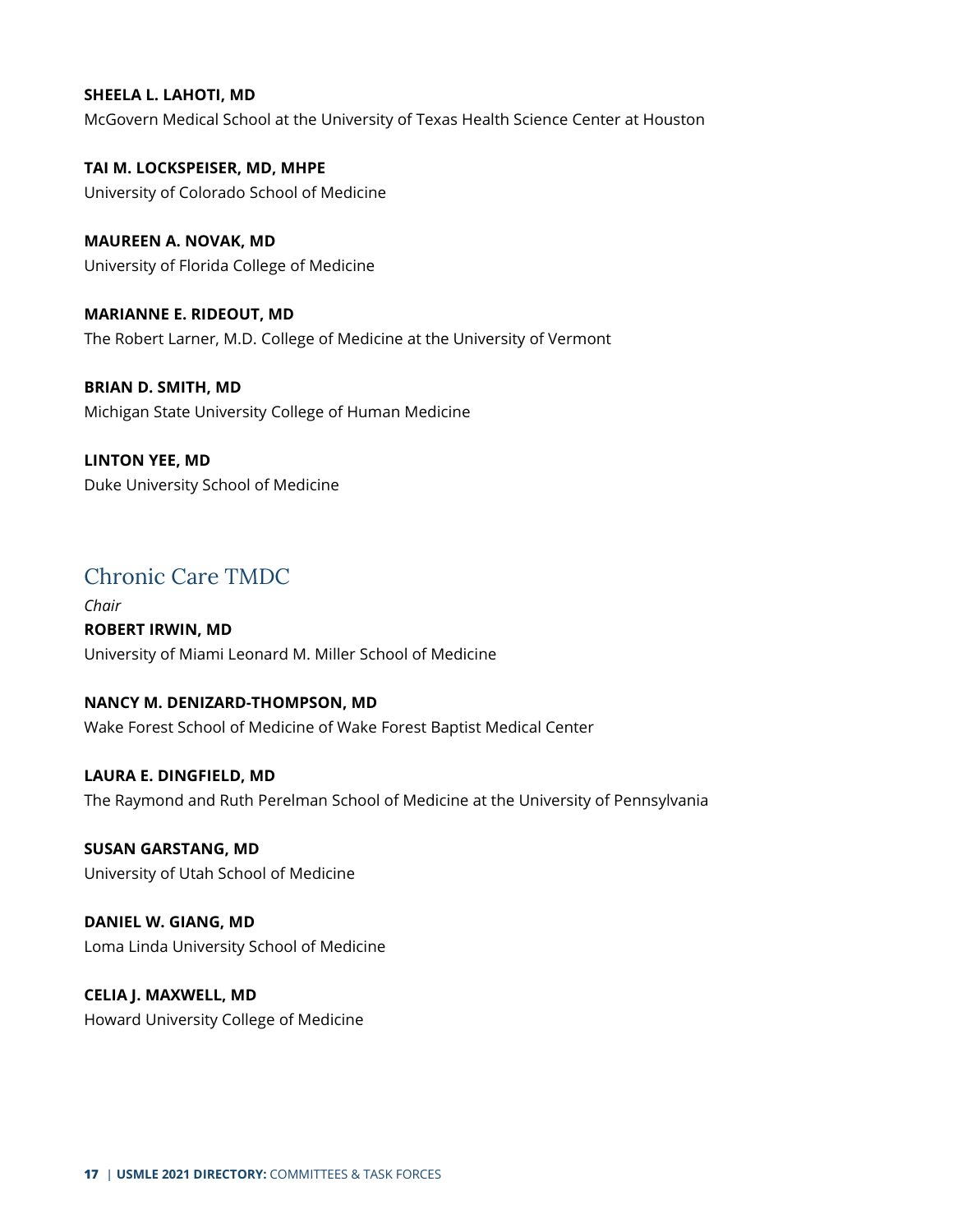**SHEELA L. LAHOTI, MD**
McGovern Medical School at the University of Texas Health Science Center at Houston

**TAI M. LOCKSPEISER, MD, MHPE**
University of Colorado School of Medicine

**MAUREEN A. NOVAK, MD**
University of Florida College of Medicine

**MARIANNE E. RIDEOUT, MD**
The Robert Larner, M.D. College of Medicine at the University of Vermont

**BRIAN D. SMITH, MD**
Michigan State University College of Human Medicine

**LINTON YEE, MD**
Duke University School of Medicine

## Chronic Care TMDC

*Chair*
**ROBERT IRWIN, MD**
University of Miami Leonard M. Miller School of Medicine

**NANCY M. DENIZARD-THOMPSON, MD**
Wake Forest School of Medicine of Wake Forest Baptist Medical Center

**LAURA E. DINGFIELD, MD**
The Raymond and Ruth Perelman School of Medicine at the University of Pennsylvania

**SUSAN GARSTANG, MD**
University of Utah School of Medicine

**DANIEL W. GIANG, MD**
Loma Linda University School of Medicine

**CELIA J. MAXWELL, MD**
Howard University College of Medicine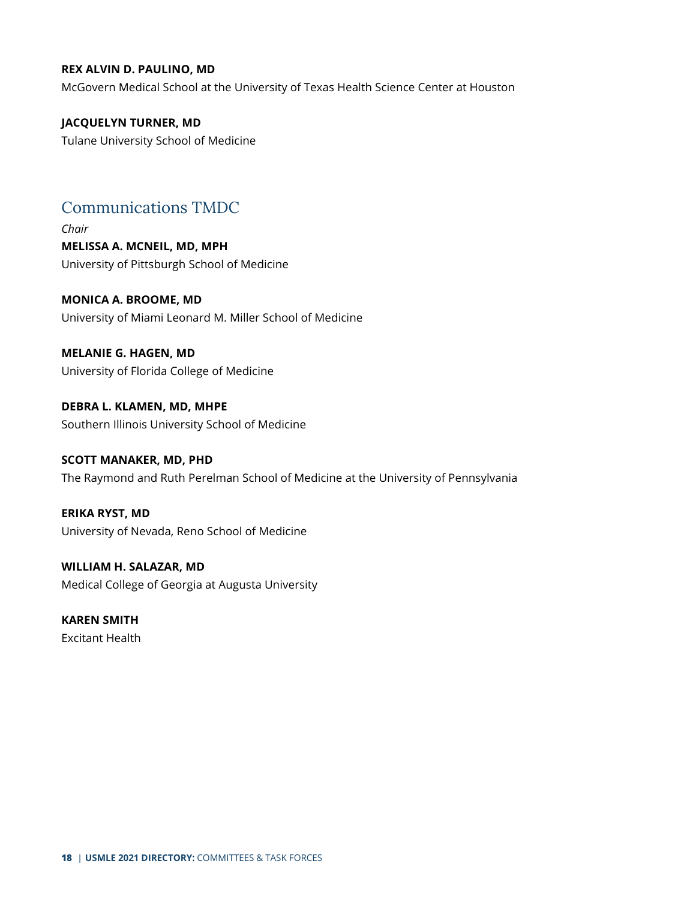**REX ALVIN D. PAULINO, MD**
McGovern Medical School at the University of Texas Health Science Center at Houston

**JACQUELYN TURNER, MD**
Tulane University School of Medicine

## Communications TMDC

*Chair*
**MELISSA A. MCNEIL, MD, MPH**
University of Pittsburgh School of Medicine

**MONICA A. BROOME, MD**
University of Miami Leonard M. Miller School of Medicine

**MELANIE G. HAGEN, MD**
University of Florida College of Medicine

**DEBRA L. KLAMEN, MD, MHPE**
Southern Illinois University School of Medicine

**SCOTT MANAKER, MD, PHD**
The Raymond and Ruth Perelman School of Medicine at the University of Pennsylvania

**ERIKA RYST, MD**
University of Nevada, Reno School of Medicine

**WILLIAM H. SALAZAR, MD**
Medical College of Georgia at Augusta University

**KAREN SMITH**
Excitant Health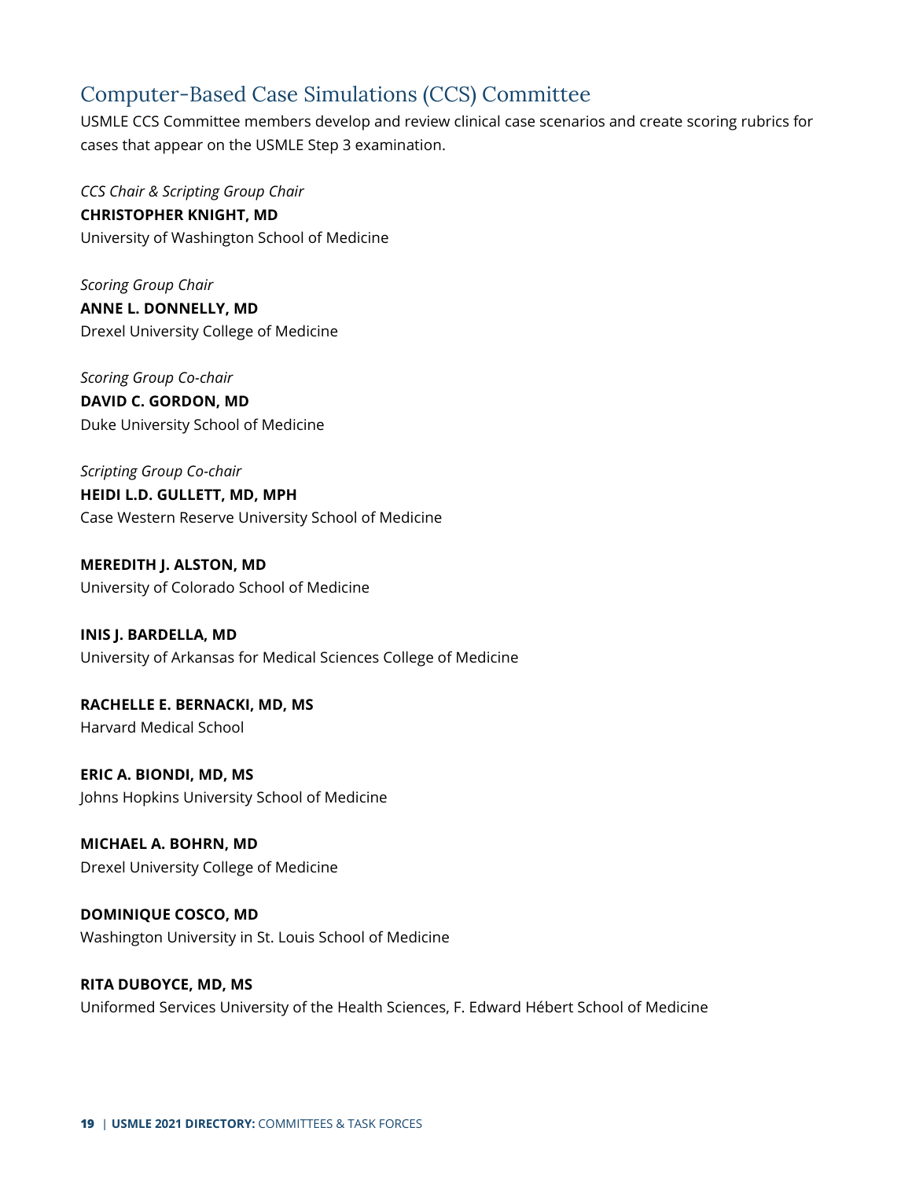## Computer-Based Case Simulations (CCS) Committee

USMLE CCS Committee members develop and review clinical case scenarios and create scoring rubrics for cases that appear on the USMLE Step 3 examination.

*CCS Chair & Scripting Group Chair*
**CHRISTOPHER KNIGHT, MD**
University of Washington School of Medicine

*Scoring Group Chair*
**ANNE L. DONNELLY, MD**
Drexel University College of Medicine

*Scoring Group Co-chair*
**DAVID C. GORDON, MD**
Duke University School of Medicine

*Scripting Group Co-chair*
**HEIDI L.D. GULLETT, MD, MPH**
Case Western Reserve University School of Medicine

**MEREDITH J. ALSTON, MD**
University of Colorado School of Medicine

**INIS J. BARDELLA, MD**
University of Arkansas for Medical Sciences College of Medicine

**RACHELLE E. BERNACKI, MD, MS**
Harvard Medical School

**ERIC A. BIONDI, MD, MS**
Johns Hopkins University School of Medicine

**MICHAEL A. BOHRN, MD**
Drexel University College of Medicine

**DOMINIQUE COSCO, MD**
Washington University in St. Louis School of Medicine

**RITA DUBOYCE, MD, MS**
Uniformed Services University of the Health Sciences, F. Edward Hébert School of Medicine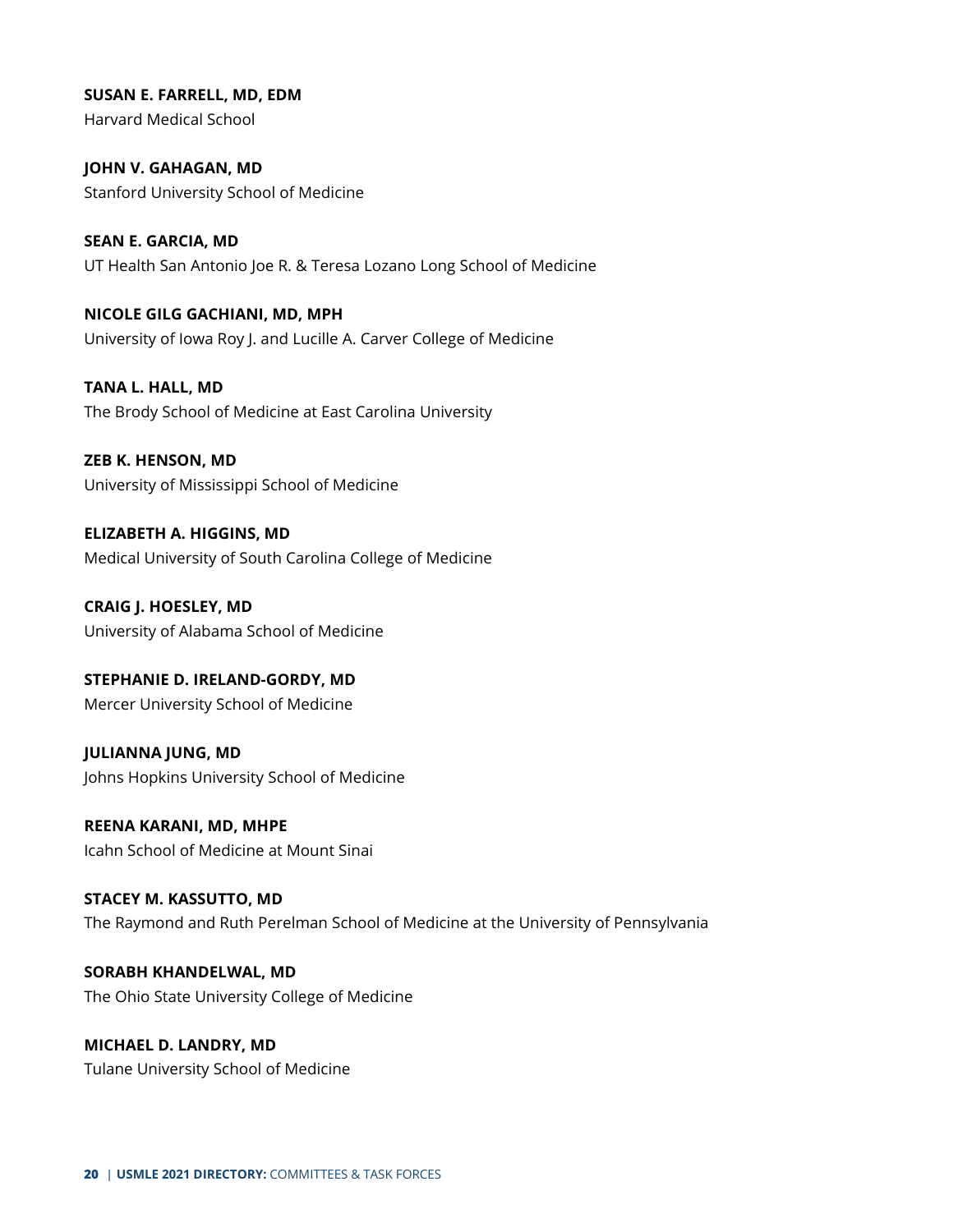**SUSAN E. FARRELL, MD, EDM**
Harvard Medical School

**JOHN V. GAHAGAN, MD**
Stanford University School of Medicine

**SEAN E. GARCIA, MD**
UT Health San Antonio Joe R. & Teresa Lozano Long School of Medicine

**NICOLE GILG GACHIANI, MD, MPH**
University of Iowa Roy J. and Lucille A. Carver College of Medicine

**TANA L. HALL, MD**
The Brody School of Medicine at East Carolina University

**ZEB K. HENSON, MD**
University of Mississippi School of Medicine

**ELIZABETH A. HIGGINS, MD**
Medical University of South Carolina College of Medicine

**CRAIG J. HOESLEY, MD**
University of Alabama School of Medicine

**STEPHANIE D. IRELAND-GORDY, MD**
Mercer University School of Medicine

**JULIANNA JUNG, MD**
Johns Hopkins University School of Medicine

**REENA KARANI, MD, MHPE**
Icahn School of Medicine at Mount Sinai

**STACEY M. KASSUTTO, MD**
The Raymond and Ruth Perelman School of Medicine at the University of Pennsylvania

**SORABH KHANDELWAL, MD**
The Ohio State University College of Medicine

**MICHAEL D. LANDRY, MD**
Tulane University School of Medicine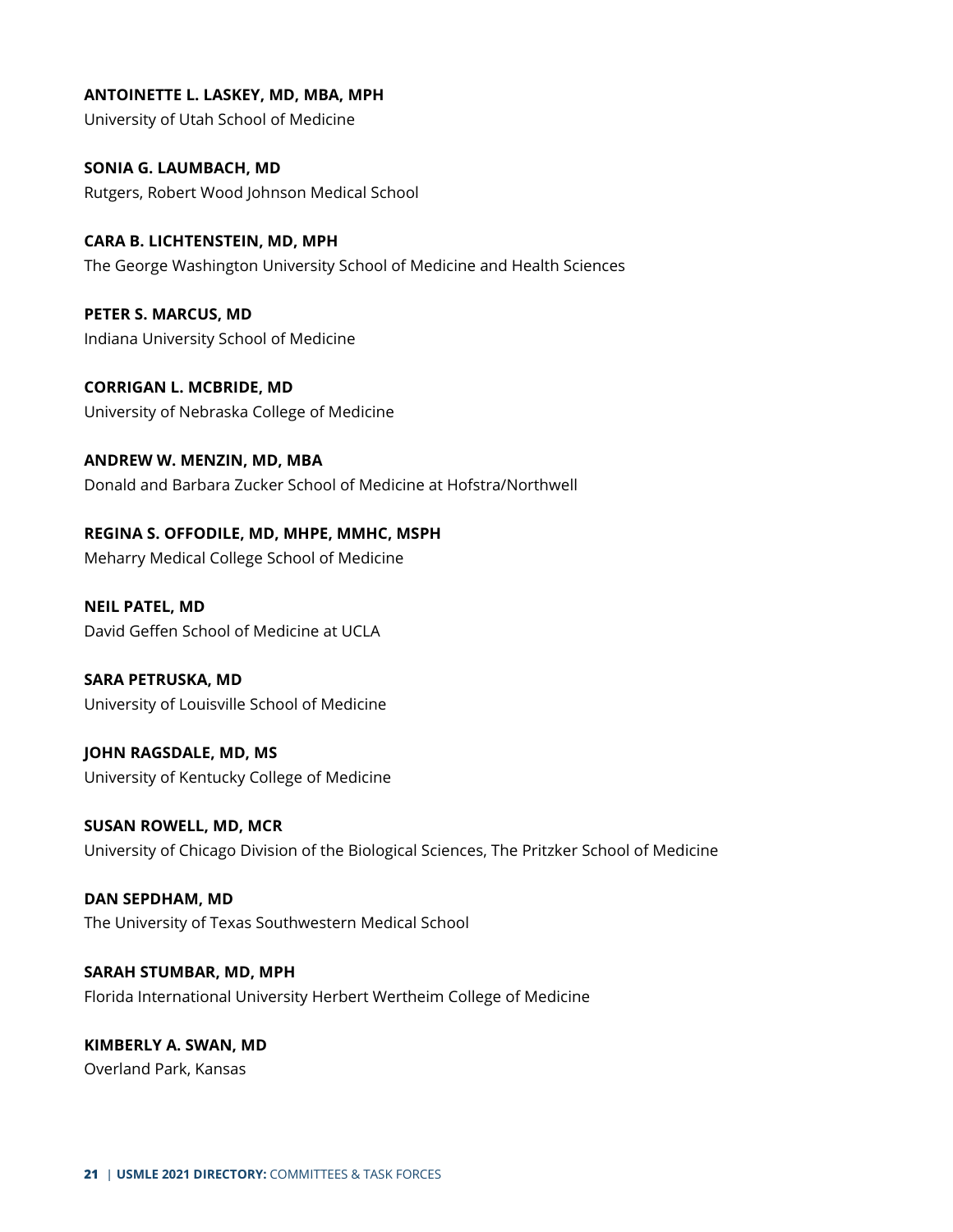**ANTOINETTE L. LASKEY, MD, MBA, MPH**
University of Utah School of Medicine

**SONIA G. LAUMBACH, MD**
Rutgers, Robert Wood Johnson Medical School

**CARA B. LICHTENSTEIN, MD, MPH**
The George Washington University School of Medicine and Health Sciences

**PETER S. MARCUS, MD**
Indiana University School of Medicine

**CORRIGAN L. MCBRIDE, MD**
University of Nebraska College of Medicine

**ANDREW W. MENZIN, MD, MBA**
Donald and Barbara Zucker School of Medicine at Hofstra/Northwell

**REGINA S. OFFODILE, MD, MHPE, MMHC, MSPH**
Meharry Medical College School of Medicine

**NEIL PATEL, MD**
David Geffen School of Medicine at UCLA

**SARA PETRUSKA, MD**
University of Louisville School of Medicine

**JOHN RAGSDALE, MD, MS**
University of Kentucky College of Medicine

**SUSAN ROWELL, MD, MCR**
University of Chicago Division of the Biological Sciences, The Pritzker School of Medicine

**DAN SEPDHAM, MD**
The University of Texas Southwestern Medical School

**SARAH STUMBAR, MD, MPH**
Florida International University Herbert Wertheim College of Medicine

**KIMBERLY A. SWAN, MD**
Overland Park, Kansas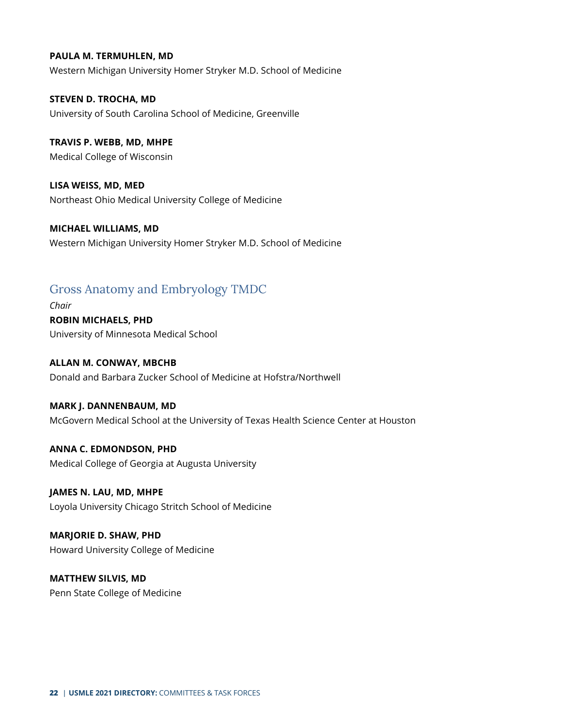**PAULA M. TERMUHLEN, MD**
Western Michigan University Homer Stryker M.D. School of Medicine

**STEVEN D. TROCHA, MD**
University of South Carolina School of Medicine, Greenville

**TRAVIS P. WEBB, MD, MHPE**
Medical College of Wisconsin

**LISA WEISS, MD, MED**
Northeast Ohio Medical University College of Medicine

**MICHAEL WILLIAMS, MD**
Western Michigan University Homer Stryker M.D. School of Medicine

## Gross Anatomy and Embryology TMDC

*Chair*
**ROBIN MICHAELS, PHD**
University of Minnesota Medical School

**ALLAN M. CONWAY, MBCHB**
Donald and Barbara Zucker School of Medicine at Hofstra/Northwell

**MARK J. DANNENBAUM, MD**
McGovern Medical School at the University of Texas Health Science Center at Houston

**ANNA C. EDMONDSON, PHD**
Medical College of Georgia at Augusta University

**JAMES N. LAU, MD, MHPE**
Loyola University Chicago Stritch School of Medicine

**MARJORIE D. SHAW, PHD**
Howard University College of Medicine

**MATTHEW SILVIS, MD**
Penn State College of Medicine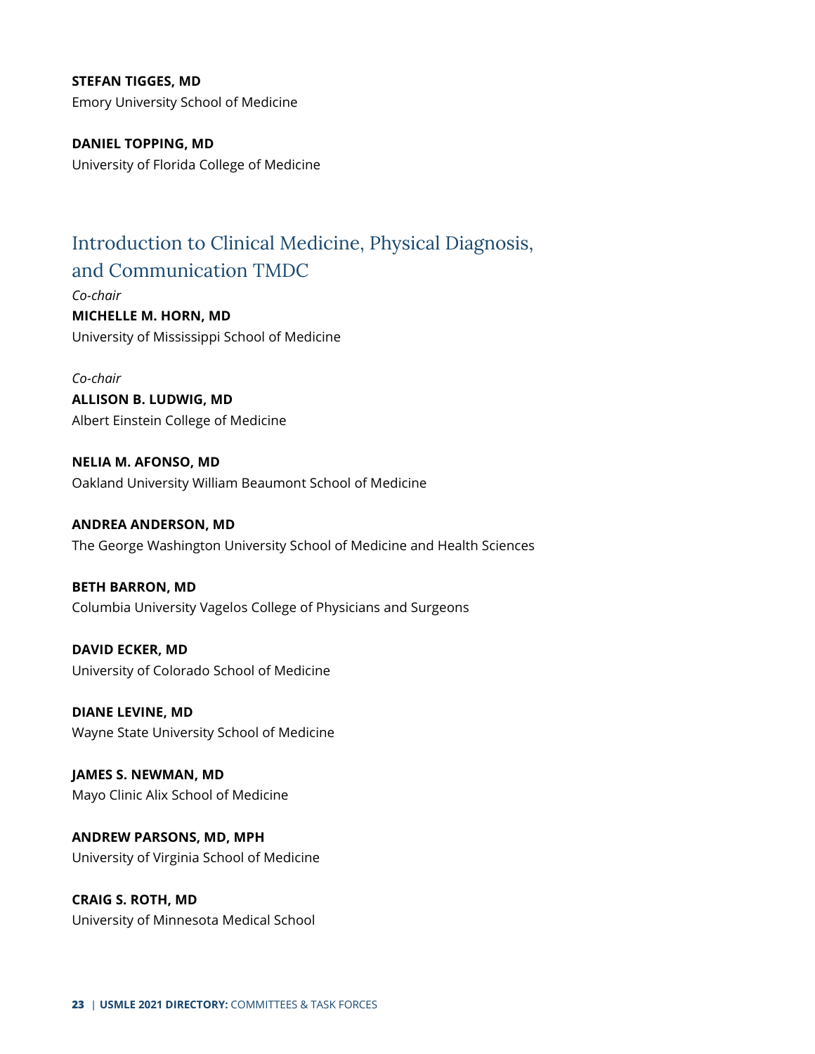**STEFAN TIGGES, MD**
Emory University School of Medicine

**DANIEL TOPPING, MD**
University of Florida College of Medicine

## Introduction to Clinical Medicine, Physical Diagnosis, and Communication TMDC

*Co-chair*
**MICHELLE M. HORN, MD**
University of Mississippi School of Medicine

*Co-chair*
**ALLISON B. LUDWIG, MD**
Albert Einstein College of Medicine

**NELIA M. AFONSO, MD**
Oakland University William Beaumont School of Medicine

**ANDREA ANDERSON, MD**
The George Washington University School of Medicine and Health Sciences

**BETH BARRON, MD**
Columbia University Vagelos College of Physicians and Surgeons

**DAVID ECKER, MD**
University of Colorado School of Medicine

**DIANE LEVINE, MD**
Wayne State University School of Medicine

**JAMES S. NEWMAN, MD**
Mayo Clinic Alix School of Medicine

**ANDREW PARSONS, MD, MPH**
University of Virginia School of Medicine

**CRAIG S. ROTH, MD**
University of Minnesota Medical School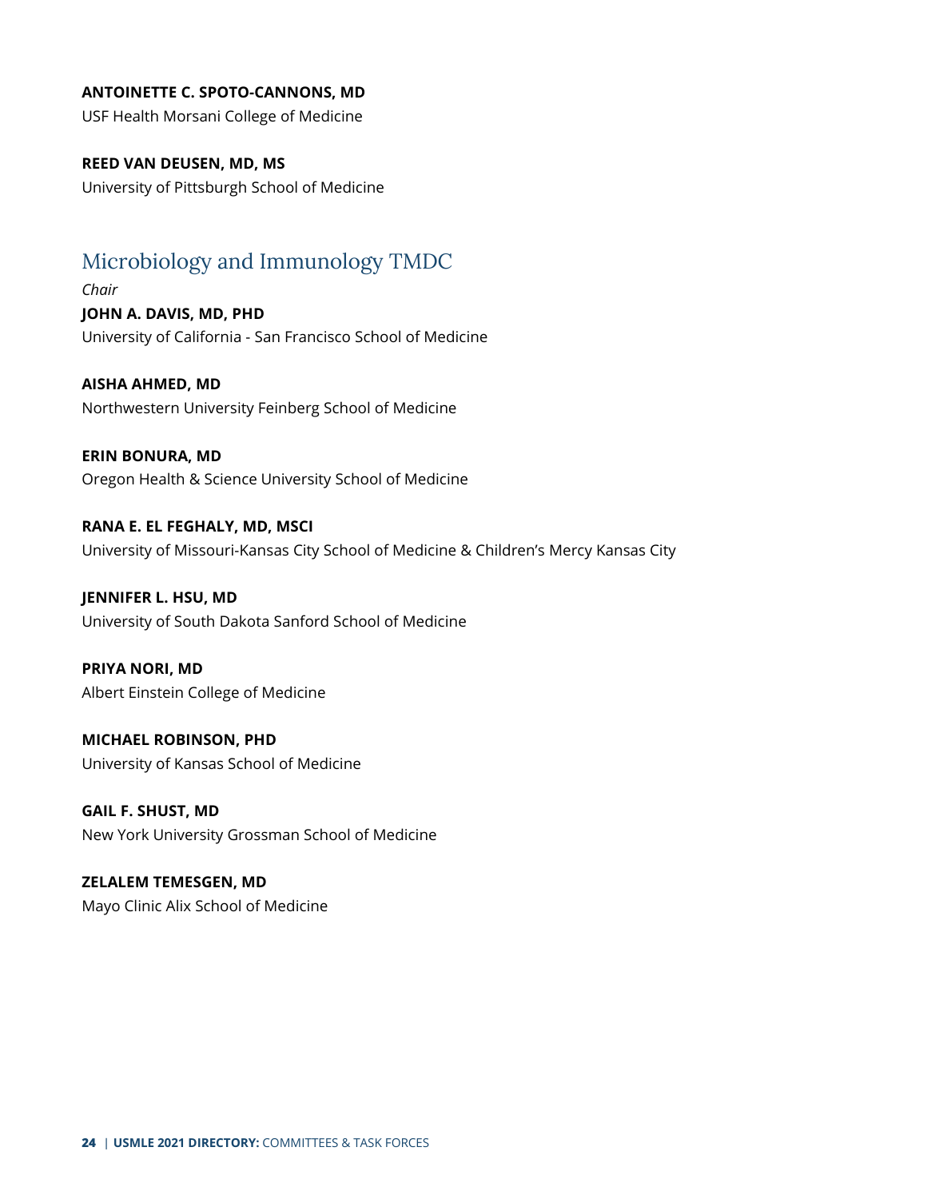**ANTOINETTE C. SPOTO-CANNONS, MD**
USF Health Morsani College of Medicine

**REED VAN DEUSEN, MD, MS**
University of Pittsburgh School of Medicine

## Microbiology and Immunology TMDC

*Chair*
**JOHN A. DAVIS, MD, PHD**
University of California - San Francisco School of Medicine

**AISHA AHMED, MD**
Northwestern University Feinberg School of Medicine

**ERIN BONURA, MD**
Oregon Health & Science University School of Medicine

**RANA E. EL FEGHALY, MD, MSCI**
University of Missouri-Kansas City School of Medicine & Children's Mercy Kansas City

**JENNIFER L. HSU, MD**
University of South Dakota Sanford School of Medicine

**PRIYA NORI, MD**
Albert Einstein College of Medicine

**MICHAEL ROBINSON, PHD**
University of Kansas School of Medicine

**GAIL F. SHUST, MD**
New York University Grossman School of Medicine

**ZELALEM TEMESGEN, MD**
Mayo Clinic Alix School of Medicine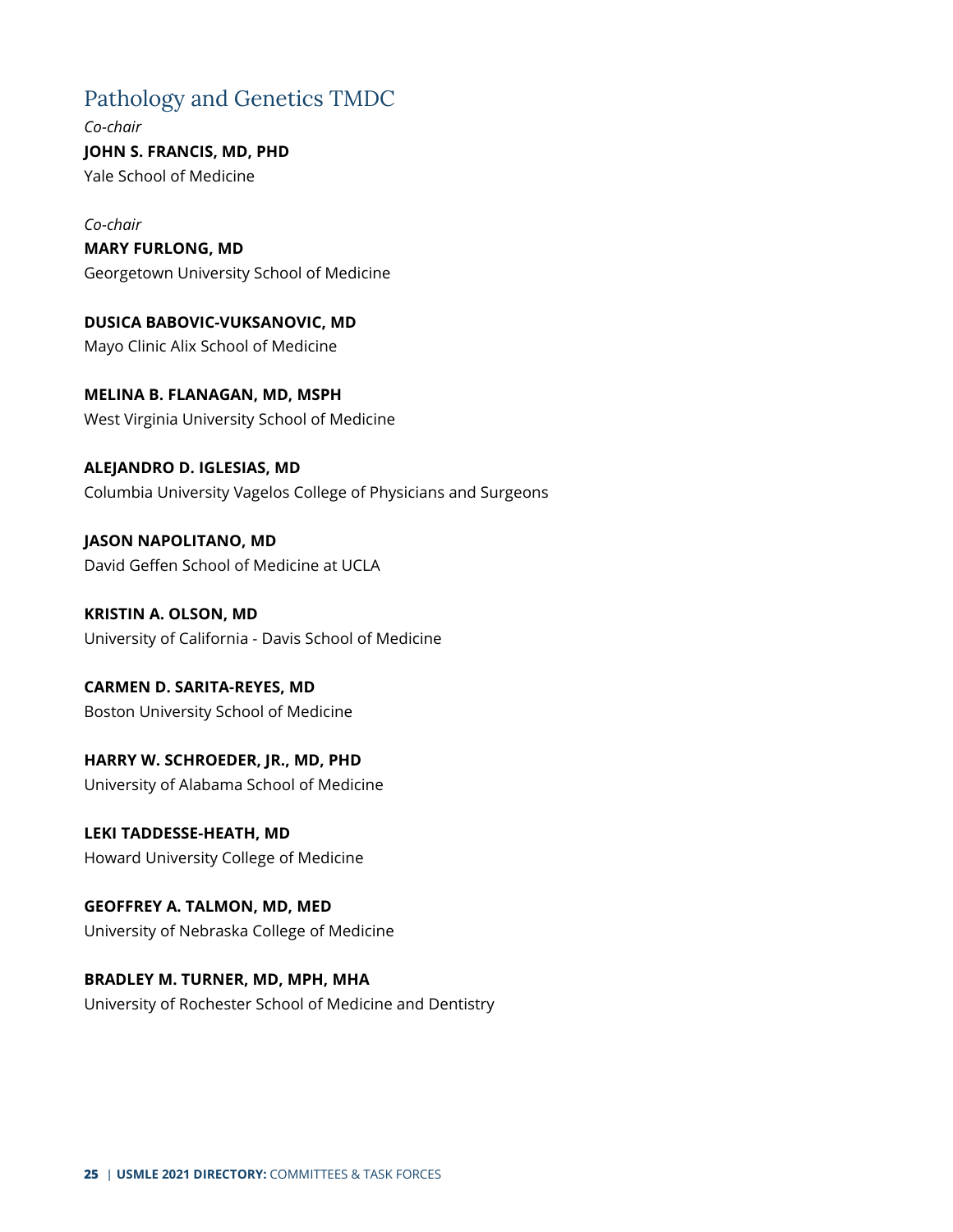## Pathology and Genetics TMDC

*Co-chair*
**JOHN S. FRANCIS, MD, PHD**
Yale School of Medicine

*Co-chair*
**MARY FURLONG, MD**
Georgetown University School of Medicine

**DUSICA BABOVIC-VUKSANOVIC, MD**
Mayo Clinic Alix School of Medicine

**MELINA B. FLANAGAN, MD, MSPH**
West Virginia University School of Medicine

**ALEJANDRO D. IGLESIAS, MD**
Columbia University Vagelos College of Physicians and Surgeons

**JASON NAPOLITANO, MD**
David Geffen School of Medicine at UCLA

**KRISTIN A. OLSON, MD**
University of California - Davis School of Medicine

**CARMEN D. SARITA-REYES, MD**
Boston University School of Medicine

**HARRY W. SCHROEDER, JR., MD, PHD**
University of Alabama School of Medicine

**LEKI TADDESSE-HEATH, MD**
Howard University College of Medicine

**GEOFFREY A. TALMON, MD, MED**
University of Nebraska College of Medicine

**BRADLEY M. TURNER, MD, MPH, MHA**
University of Rochester School of Medicine and Dentistry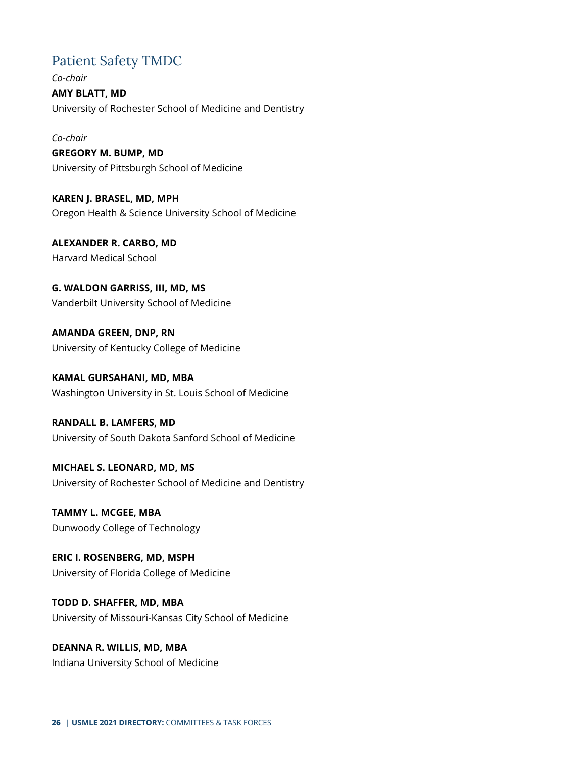## Patient Safety TMDC

*Co-chair*
**AMY BLATT, MD**
University of Rochester School of Medicine and Dentistry

*Co-chair*
**GREGORY M. BUMP, MD**
University of Pittsburgh School of Medicine

**KAREN J. BRASEL, MD, MPH**
Oregon Health & Science University School of Medicine

**ALEXANDER R. CARBO, MD**
Harvard Medical School

**G. WALDON GARRISS, III, MD, MS**
Vanderbilt University School of Medicine

**AMANDA GREEN, DNP, RN**
University of Kentucky College of Medicine

**KAMAL GURSAHANI, MD, MBA**
Washington University in St. Louis School of Medicine

**RANDALL B. LAMFERS, MD**
University of South Dakota Sanford School of Medicine

**MICHAEL S. LEONARD, MD, MS**
University of Rochester School of Medicine and Dentistry

**TAMMY L. MCGEE, MBA**
Dunwoody College of Technology

**ERIC I. ROSENBERG, MD, MSPH**
University of Florida College of Medicine

**TODD D. SHAFFER, MD, MBA**
University of Missouri-Kansas City School of Medicine

**DEANNA R. WILLIS, MD, MBA**
Indiana University School of Medicine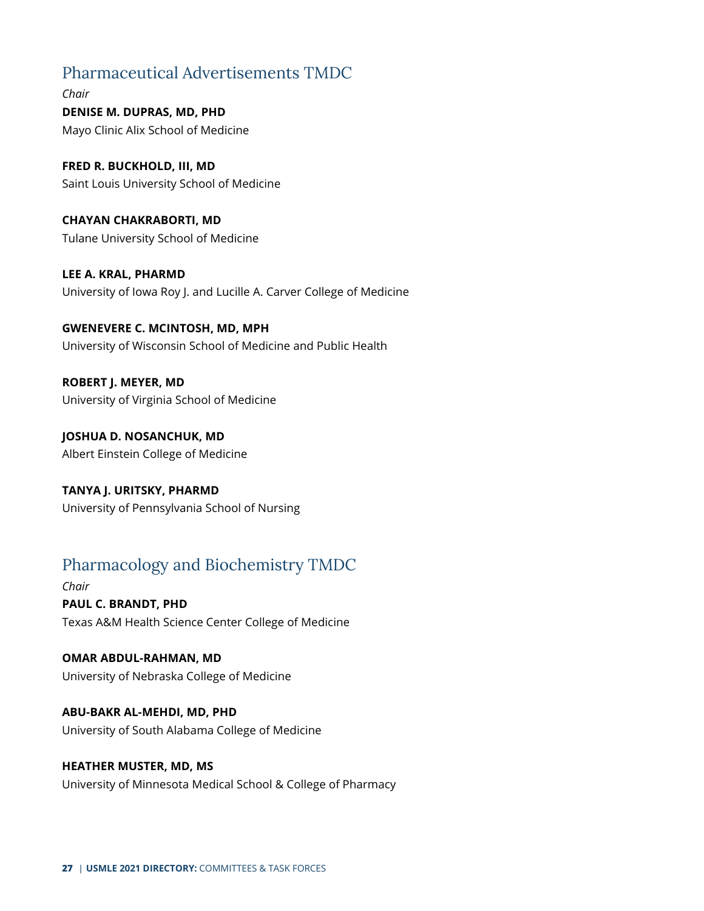## Pharmaceutical Advertisements TMDC

*Chair*
**DENISE M. DUPRAS, MD, PHD**
Mayo Clinic Alix School of Medicine

**FRED R. BUCKHOLD, III, MD**
Saint Louis University School of Medicine

**CHAYAN CHAKRABORTI, MD**
Tulane University School of Medicine

**LEE A. KRAL, PHARMD**
University of Iowa Roy J. and Lucille A. Carver College of Medicine

**GWENEVERE C. MCINTOSH, MD, MPH**
University of Wisconsin School of Medicine and Public Health

**ROBERT J. MEYER, MD**
University of Virginia School of Medicine

**JOSHUA D. NOSANCHUK, MD**
Albert Einstein College of Medicine

**TANYA J. URITSKY, PHARMD**
University of Pennsylvania School of Nursing

## Pharmacology and Biochemistry TMDC

*Chair*
**PAUL C. BRANDT, PHD**
Texas A&M Health Science Center College of Medicine

**OMAR ABDUL-RAHMAN, MD**
University of Nebraska College of Medicine

**ABU-BAKR AL-MEHDI, MD, PHD**
University of South Alabama College of Medicine

**HEATHER MUSTER, MD, MS**
University of Minnesota Medical School & College of Pharmacy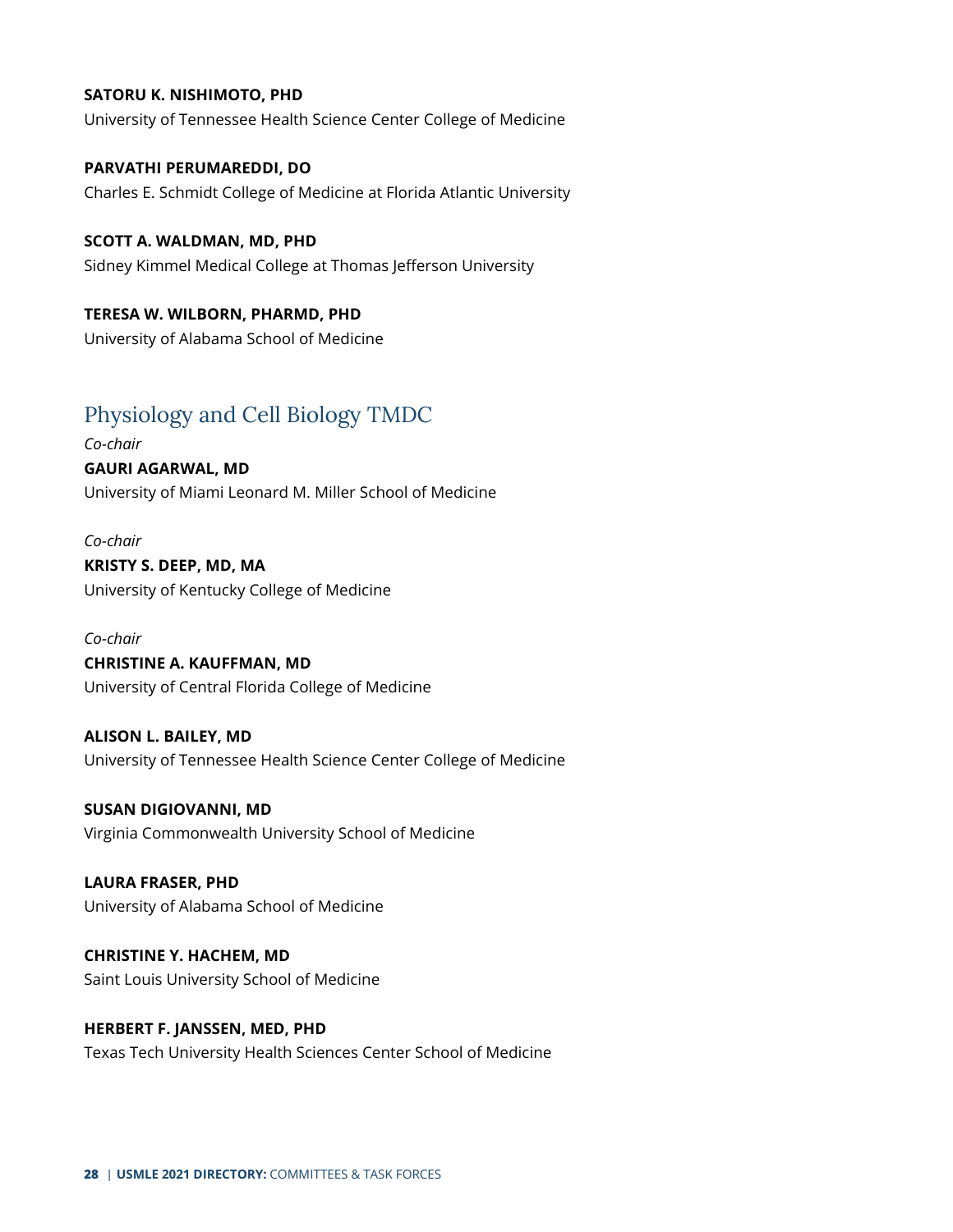**SATORU K. NISHIMOTO, PHD**
University of Tennessee Health Science Center College of Medicine

**PARVATHI PERUMAREDDI, DO**
Charles E. Schmidt College of Medicine at Florida Atlantic University

**SCOTT A. WALDMAN, MD, PHD**
Sidney Kimmel Medical College at Thomas Jefferson University

**TERESA W. WILBORN, PHARMD, PHD**
University of Alabama School of Medicine

## Physiology and Cell Biology TMDC

*Co-chair*
**GAURI AGARWAL, MD**
University of Miami Leonard M. Miller School of Medicine

*Co-chair*
**KRISTY S. DEEP, MD, MA**
University of Kentucky College of Medicine

*Co-chair*
**CHRISTINE A. KAUFFMAN, MD**
University of Central Florida College of Medicine

**ALISON L. BAILEY, MD**
University of Tennessee Health Science Center College of Medicine

**SUSAN DIGIOVANNI, MD**
Virginia Commonwealth University School of Medicine

**LAURA FRASER, PHD**
University of Alabama School of Medicine

**CHRISTINE Y. HACHEM, MD**
Saint Louis University School of Medicine

**HERBERT F. JANSSEN, MED, PHD**
Texas Tech University Health Sciences Center School of Medicine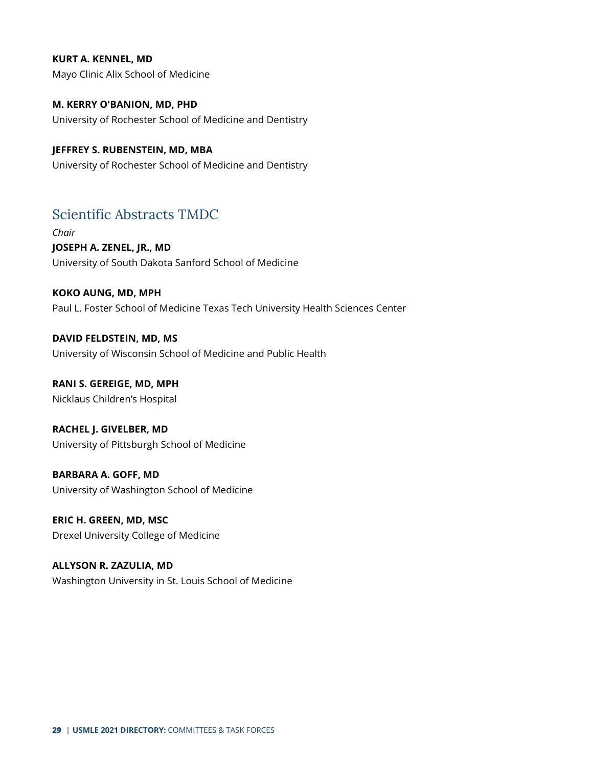**KURT A. KENNEL, MD**
Mayo Clinic Alix School of Medicine

**M. KERRY O'BANION, MD, PHD**
University of Rochester School of Medicine and Dentistry

**JEFFREY S. RUBENSTEIN, MD, MBA**
University of Rochester School of Medicine and Dentistry

## Scientific Abstracts TMDC

*Chair*
**JOSEPH A. ZENEL, JR., MD**
University of South Dakota Sanford School of Medicine

**KOKO AUNG, MD, MPH**
Paul L. Foster School of Medicine Texas Tech University Health Sciences Center

**DAVID FELDSTEIN, MD, MS**
University of Wisconsin School of Medicine and Public Health

**RANI S. GEREIGE, MD, MPH**
Nicklaus Children's Hospital

**RACHEL J. GIVELBER, MD**
University of Pittsburgh School of Medicine

**BARBARA A. GOFF, MD**
University of Washington School of Medicine

**ERIC H. GREEN, MD, MSC**
Drexel University College of Medicine

**ALLYSON R. ZAZULIA, MD**
Washington University in St. Louis School of Medicine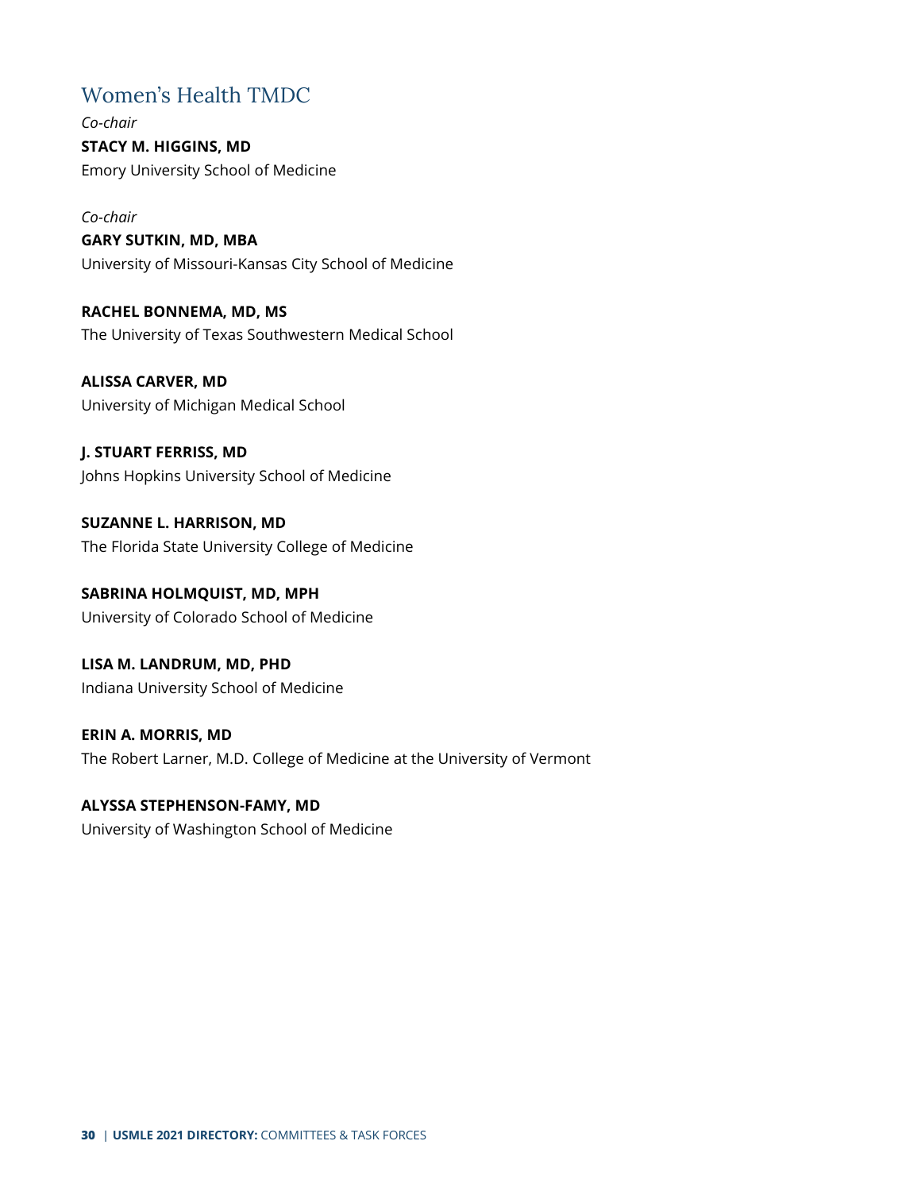## Women's Health TMDC

*Co-chair*
**STACY M. HIGGINS, MD**
Emory University School of Medicine

*Co-chair*
**GARY SUTKIN, MD, MBA**
University of Missouri-Kansas City School of Medicine

**RACHEL BONNEMA, MD, MS**
The University of Texas Southwestern Medical School

**ALISSA CARVER, MD**
University of Michigan Medical School

**J. STUART FERRISS, MD**
Johns Hopkins University School of Medicine

**SUZANNE L. HARRISON, MD**
The Florida State University College of Medicine

**SABRINA HOLMQUIST, MD, MPH**
University of Colorado School of Medicine

**LISA M. LANDRUM, MD, PHD**
Indiana University School of Medicine

**ERIN A. MORRIS, MD**
The Robert Larner, M.D. College of Medicine at the University of Vermont

**ALYSSA STEPHENSON-FAMY, MD**
University of Washington School of Medicine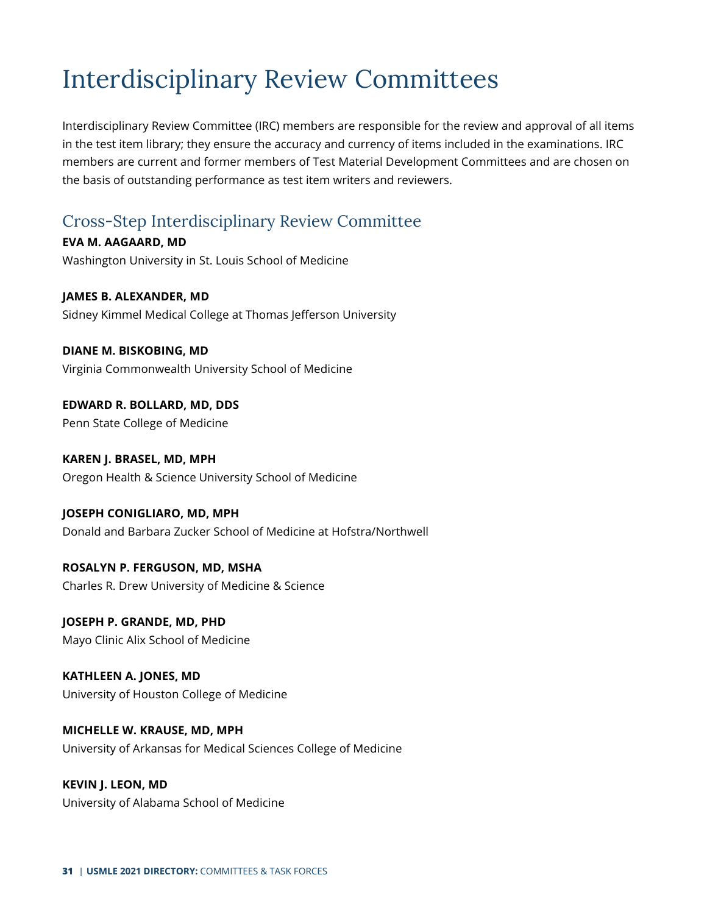# Interdisciplinary Review Committees

Interdisciplinary Review Committee (IRC) members are responsible for the review and approval of all items in the test item library; they ensure the accuracy and currency of items included in the examinations. IRC members are current and former members of Test Material Development Committees and are chosen on the basis of outstanding performance as test item writers and reviewers.

## Cross-Step Interdisciplinary Review Committee

**EVA M. AAGAARD, MD**
Washington University in St. Louis School of Medicine

**JAMES B. ALEXANDER, MD**
Sidney Kimmel Medical College at Thomas Jefferson University

**DIANE M. BISKOBING, MD**
Virginia Commonwealth University School of Medicine

**EDWARD R. BOLLARD, MD, DDS**
Penn State College of Medicine

**KAREN J. BRASEL, MD, MPH**
Oregon Health & Science University School of Medicine

**JOSEPH CONIGLIARO, MD, MPH**
Donald and Barbara Zucker School of Medicine at Hofstra/Northwell

**ROSALYN P. FERGUSON, MD, MSHA**
Charles R. Drew University of Medicine & Science

**JOSEPH P. GRANDE, MD, PHD**
Mayo Clinic Alix School of Medicine

**KATHLEEN A. JONES, MD**
University of Houston College of Medicine

**MICHELLE W. KRAUSE, MD, MPH**
University of Arkansas for Medical Sciences College of Medicine

**KEVIN J. LEON, MD**
University of Alabama School of Medicine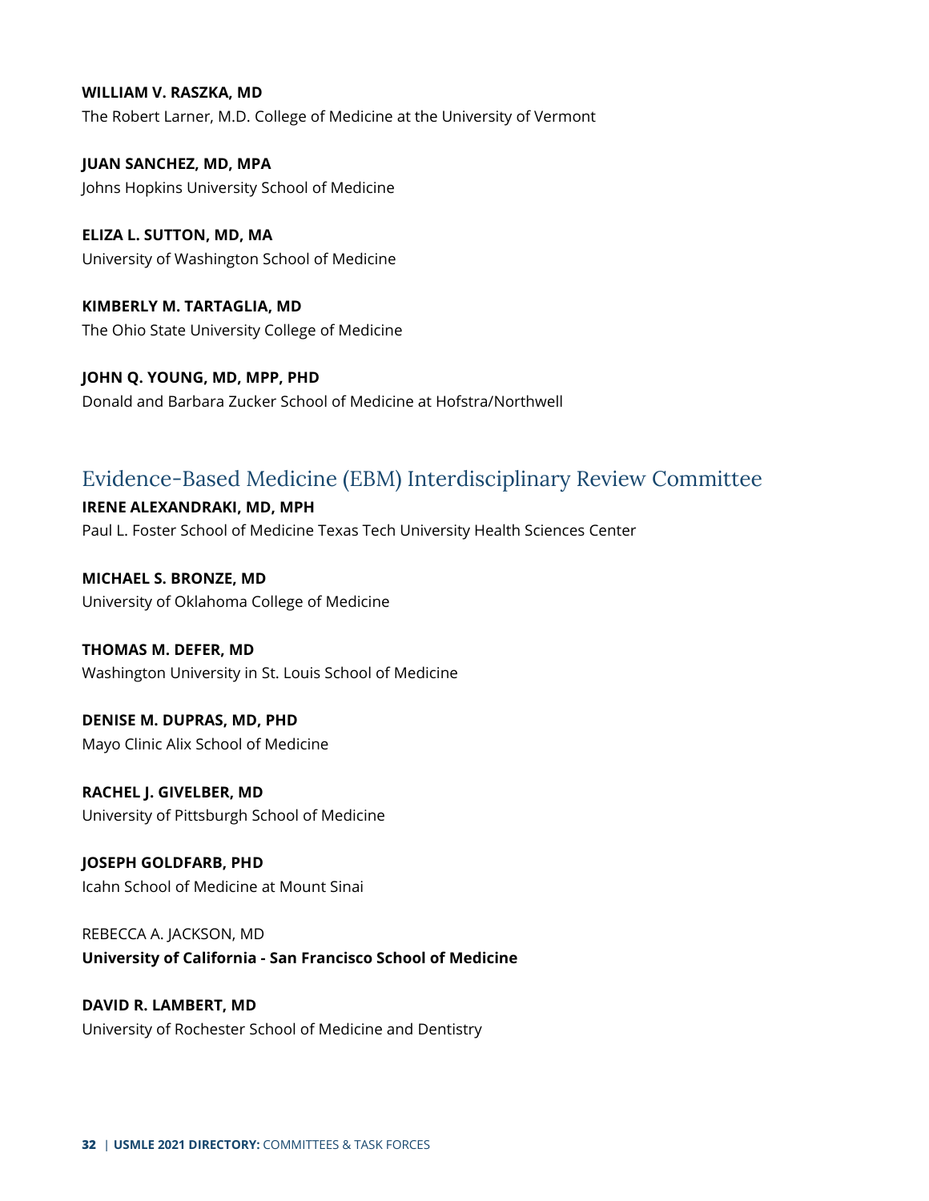**WILLIAM V. RASZKA, MD**
The Robert Larner, M.D. College of Medicine at the University of Vermont

**JUAN SANCHEZ, MD, MPA**
Johns Hopkins University School of Medicine

**ELIZA L. SUTTON, MD, MA**
University of Washington School of Medicine

**KIMBERLY M. TARTAGLIA, MD**
The Ohio State University College of Medicine

**JOHN Q. YOUNG, MD, MPP, PHD**
Donald and Barbara Zucker School of Medicine at Hofstra/Northwell

## Evidence-Based Medicine (EBM) Interdisciplinary Review Committee

**IRENE ALEXANDRAKI, MD, MPH**
Paul L. Foster School of Medicine Texas Tech University Health Sciences Center

**MICHAEL S. BRONZE, MD**
University of Oklahoma College of Medicine

**THOMAS M. DEFER, MD**
Washington University in St. Louis School of Medicine

**DENISE M. DUPRAS, MD, PHD**
Mayo Clinic Alix School of Medicine

**RACHEL J. GIVELBER, MD**
University of Pittsburgh School of Medicine

**JOSEPH GOLDFARB, PHD**
Icahn School of Medicine at Mount Sinai

REBECCA A. JACKSON, MD
**University of California - San Francisco School of Medicine**

**DAVID R. LAMBERT, MD**
University of Rochester School of Medicine and Dentistry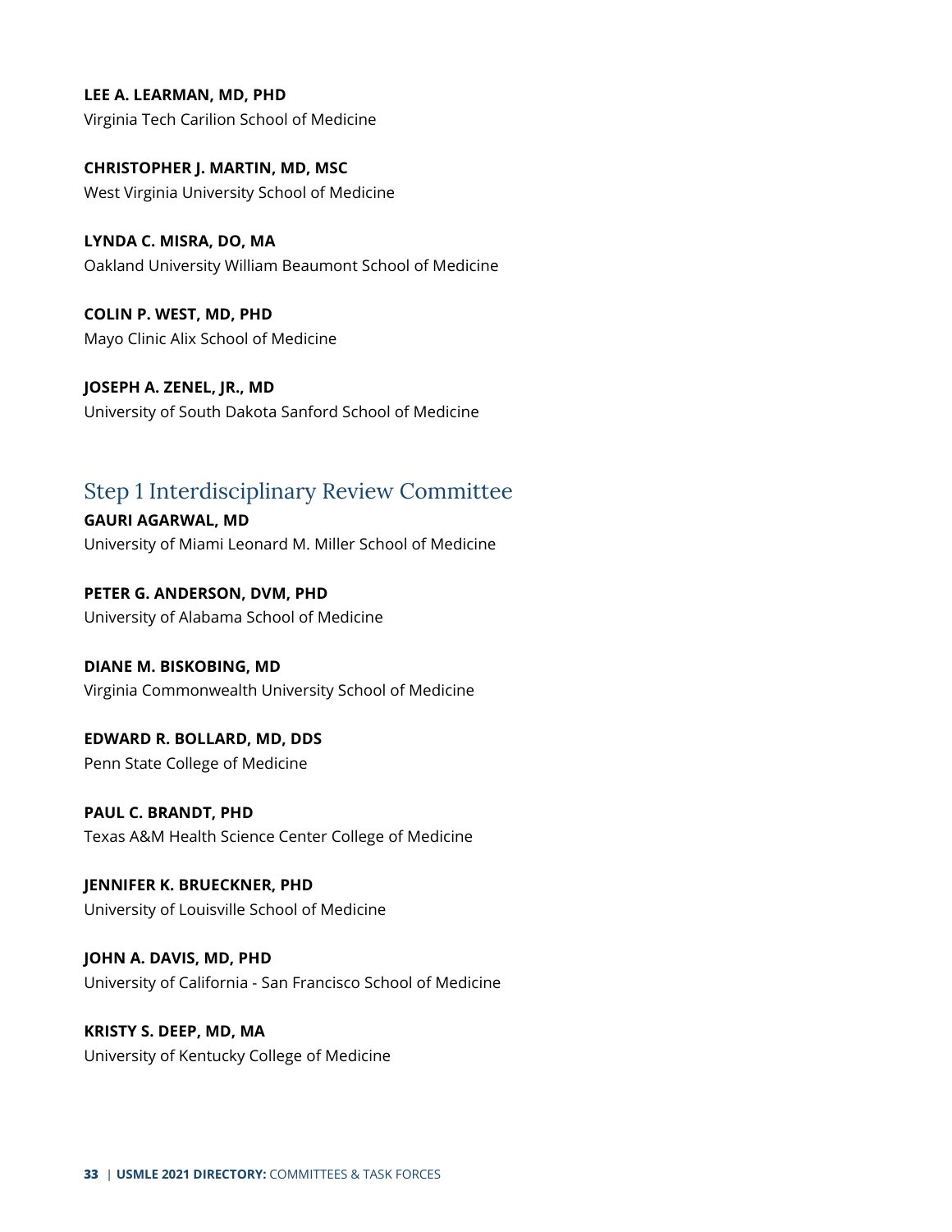**LEE A. LEARMAN, MD, PHD**
Virginia Tech Carilion School of Medicine

**CHRISTOPHER J. MARTIN, MD, MSC**
West Virginia University School of Medicine

**LYNDA C. MISRA, DO, MA**
Oakland University William Beaumont School of Medicine

**COLIN P. WEST, MD, PHD**
Mayo Clinic Alix School of Medicine

**JOSEPH A. ZENEL, JR., MD**
University of South Dakota Sanford School of Medicine

## Step 1 Interdisciplinary Review Committee

**GAURI AGARWAL, MD**
University of Miami Leonard M. Miller School of Medicine

**PETER G. ANDERSON, DVM, PHD**
University of Alabama School of Medicine

**DIANE M. BISKOBING, MD**
Virginia Commonwealth University School of Medicine

**EDWARD R. BOLLARD, MD, DDS**
Penn State College of Medicine

**PAUL C. BRANDT, PHD**
Texas A&M Health Science Center College of Medicine

**JENNIFER K. BRUECKNER, PHD**
University of Louisville School of Medicine

**JOHN A. DAVIS, MD, PHD**
University of California - San Francisco School of Medicine

**KRISTY S. DEEP, MD, MA**
University of Kentucky College of Medicine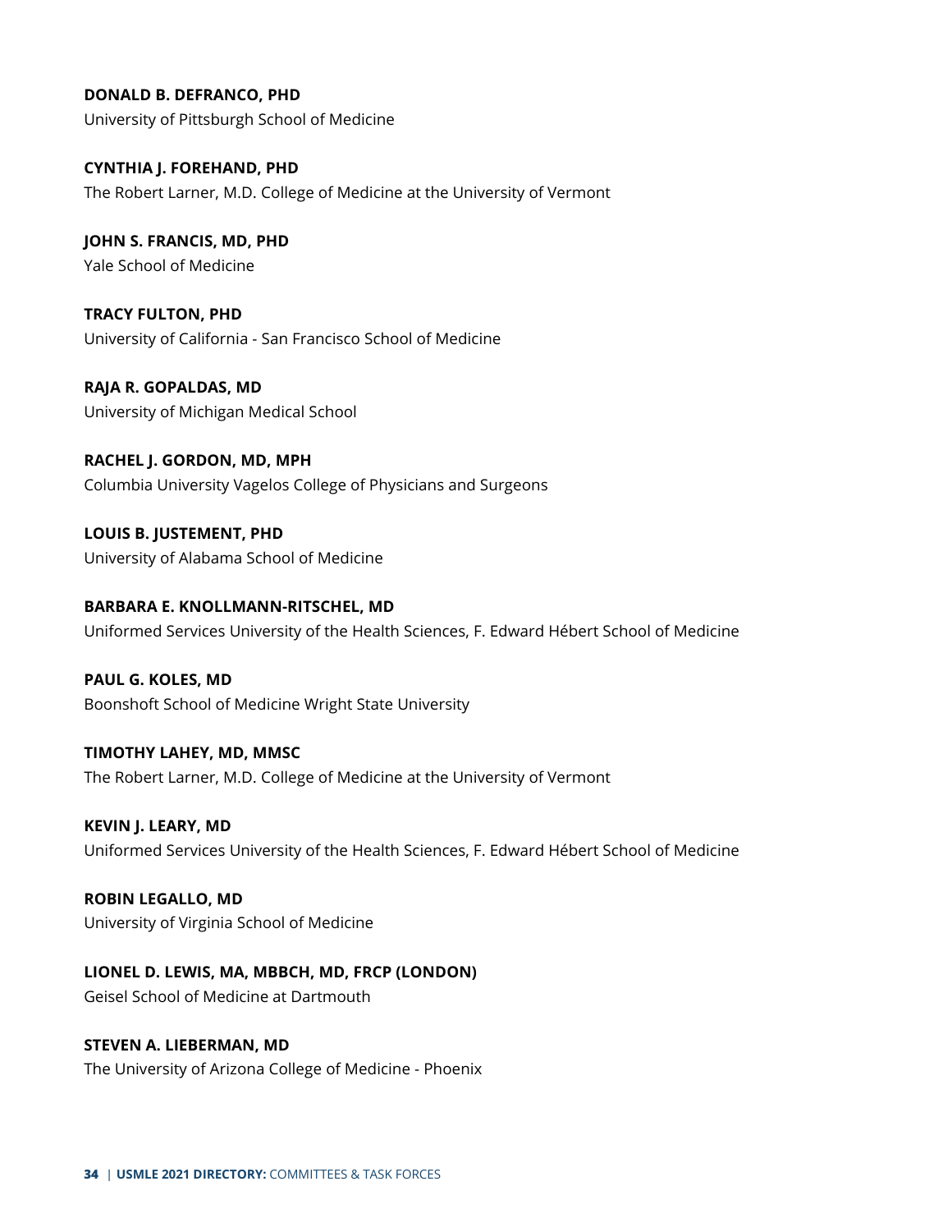**DONALD B. DEFRANCO, PHD**
University of Pittsburgh School of Medicine

**CYNTHIA J. FOREHAND, PHD**
The Robert Larner, M.D. College of Medicine at the University of Vermont

**JOHN S. FRANCIS, MD, PHD**
Yale School of Medicine

**TRACY FULTON, PHD**
University of California - San Francisco School of Medicine

**RAJA R. GOPALDAS, MD**
University of Michigan Medical School

**RACHEL J. GORDON, MD, MPH**
Columbia University Vagelos College of Physicians and Surgeons

**LOUIS B. JUSTEMENT, PHD**
University of Alabama School of Medicine

**BARBARA E. KNOLLMANN-RITSCHEL, MD**
Uniformed Services University of the Health Sciences, F. Edward Hébert School of Medicine

**PAUL G. KOLES, MD**
Boonshoft School of Medicine Wright State University

**TIMOTHY LAHEY, MD, MMSC**
The Robert Larner, M.D. College of Medicine at the University of Vermont

**KEVIN J. LEARY, MD**
Uniformed Services University of the Health Sciences, F. Edward Hébert School of Medicine

**ROBIN LEGALLO, MD**
University of Virginia School of Medicine

**LIONEL D. LEWIS, MA, MBBCH, MD, FRCP (LONDON)**
Geisel School of Medicine at Dartmouth

**STEVEN A. LIEBERMAN, MD**
The University of Arizona College of Medicine - Phoenix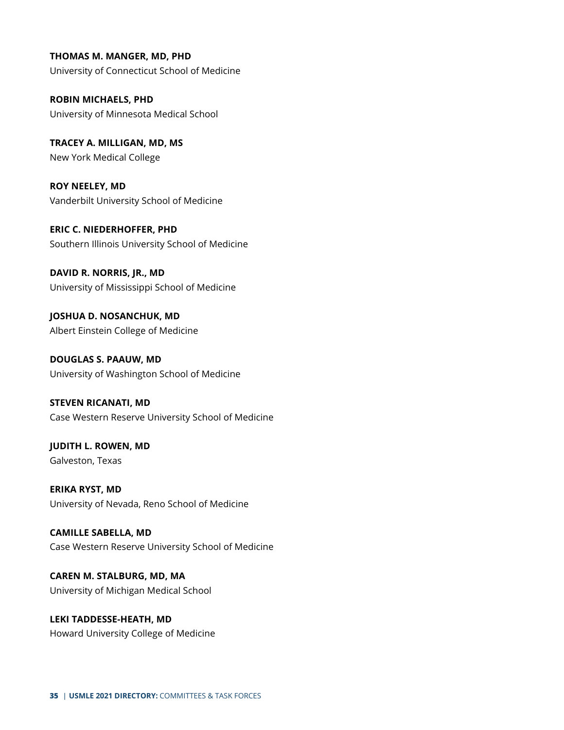**THOMAS M. MANGER, MD, PHD**
University of Connecticut School of Medicine

**ROBIN MICHAELS, PHD**
University of Minnesota Medical School

**TRACEY A. MILLIGAN, MD, MS**
New York Medical College

**ROY NEELEY, MD**
Vanderbilt University School of Medicine

**ERIC C. NIEDERHOFFER, PHD**
Southern Illinois University School of Medicine

**DAVID R. NORRIS, JR., MD**
University of Mississippi School of Medicine

**JOSHUA D. NOSANCHUK, MD**
Albert Einstein College of Medicine

**DOUGLAS S. PAAUW, MD**
University of Washington School of Medicine

**STEVEN RICANATI, MD**
Case Western Reserve University School of Medicine

**JUDITH L. ROWEN, MD**
Galveston, Texas

**ERIKA RYST, MD**
University of Nevada, Reno School of Medicine

**CAMILLE SABELLA, MD**
Case Western Reserve University School of Medicine

**CAREN M. STALBURG, MD, MA**
University of Michigan Medical School

**LEKI TADDESSE-HEATH, MD**
Howard University College of Medicine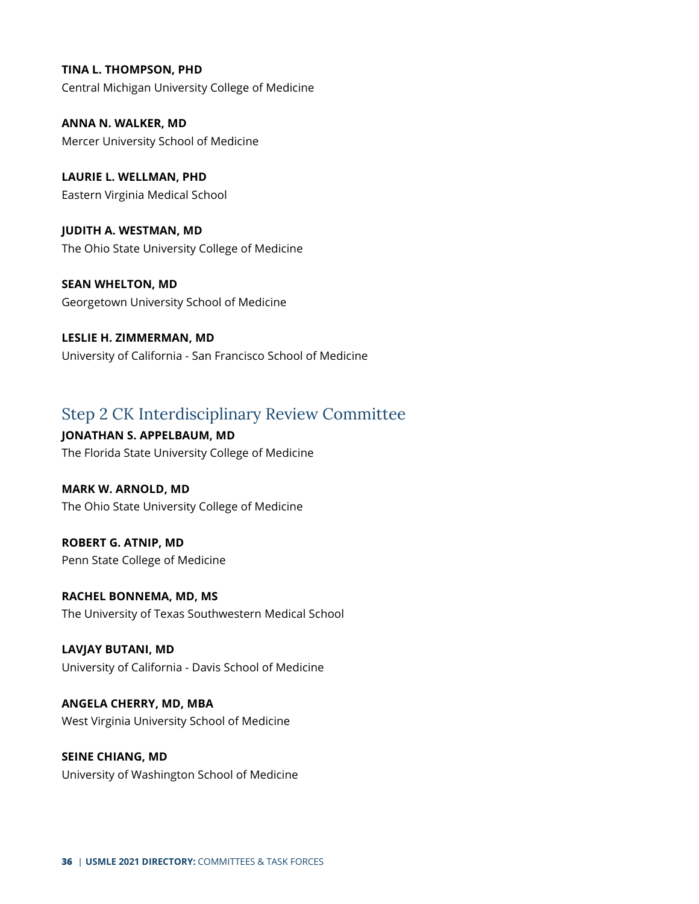**TINA L. THOMPSON, PHD**
Central Michigan University College of Medicine

**ANNA N. WALKER, MD**
Mercer University School of Medicine

**LAURIE L. WELLMAN, PHD**
Eastern Virginia Medical School

**JUDITH A. WESTMAN, MD**
The Ohio State University College of Medicine

**SEAN WHELTON, MD**
Georgetown University School of Medicine

**LESLIE H. ZIMMERMAN, MD**
University of California - San Francisco School of Medicine

## Step 2 CK Interdisciplinary Review Committee

**JONATHAN S. APPELBAUM, MD**
The Florida State University College of Medicine

**MARK W. ARNOLD, MD**
The Ohio State University College of Medicine

**ROBERT G. ATNIP, MD**
Penn State College of Medicine

**RACHEL BONNEMA, MD, MS**
The University of Texas Southwestern Medical School

**LAVJAY BUTANI, MD**
University of California - Davis School of Medicine

**ANGELA CHERRY, MD, MBA**
West Virginia University School of Medicine

**SEINE CHIANG, MD**
University of Washington School of Medicine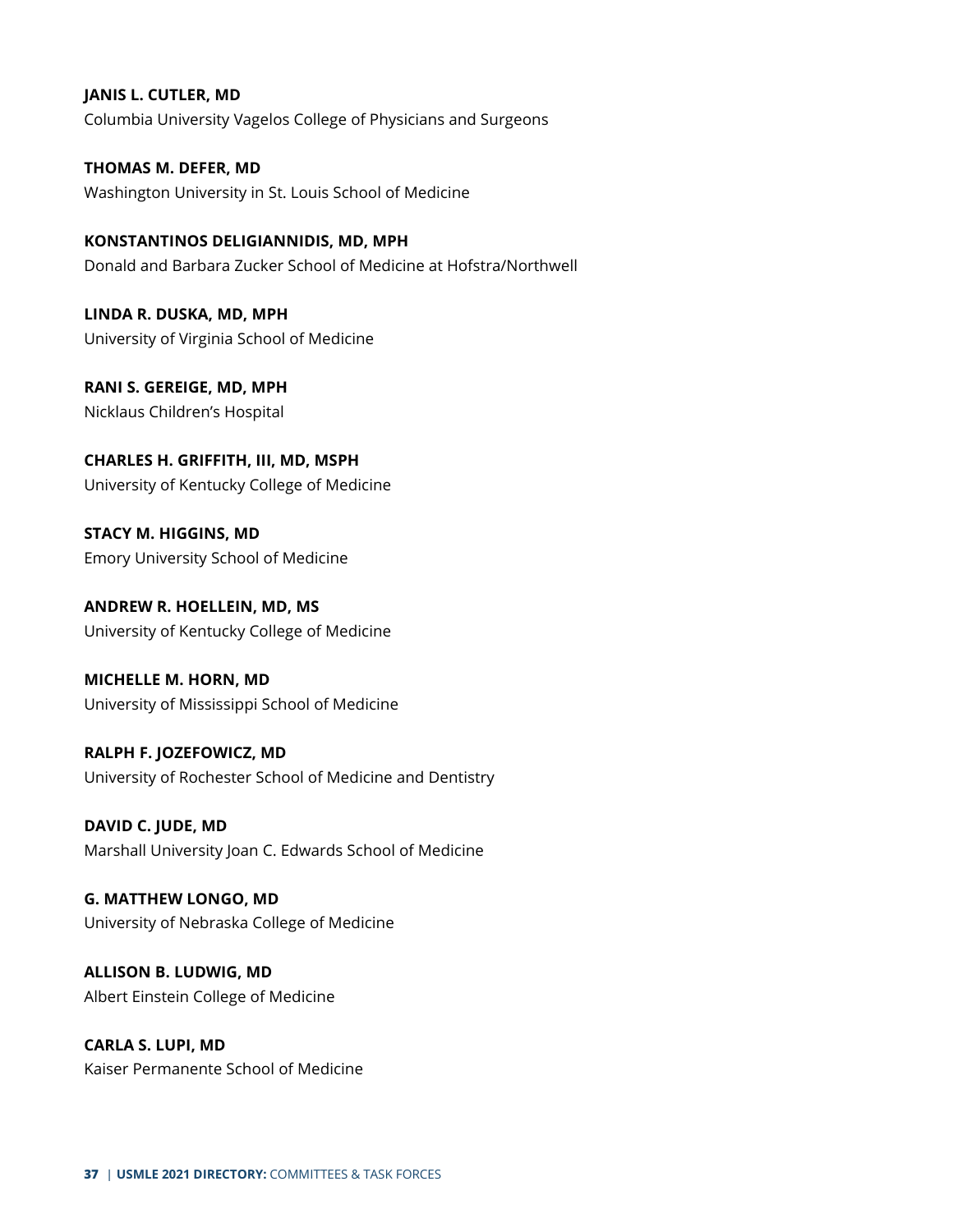**JANIS L. CUTLER, MD**
Columbia University Vagelos College of Physicians and Surgeons

**THOMAS M. DEFER, MD**
Washington University in St. Louis School of Medicine

**KONSTANTINOS DELIGIANNIDIS, MD, MPH**
Donald and Barbara Zucker School of Medicine at Hofstra/Northwell

**LINDA R. DUSKA, MD, MPH**
University of Virginia School of Medicine

**RANI S. GEREIGE, MD, MPH**
Nicklaus Children's Hospital

**CHARLES H. GRIFFITH, III, MD, MSPH**
University of Kentucky College of Medicine

**STACY M. HIGGINS, MD**
Emory University School of Medicine

**ANDREW R. HOELLEIN, MD, MS**
University of Kentucky College of Medicine

**MICHELLE M. HORN, MD**
University of Mississippi School of Medicine

**RALPH F. JOZEFOWICZ, MD**
University of Rochester School of Medicine and Dentistry

**DAVID C. JUDE, MD**
Marshall University Joan C. Edwards School of Medicine

**G. MATTHEW LONGO, MD**
University of Nebraska College of Medicine

**ALLISON B. LUDWIG, MD**
Albert Einstein College of Medicine

**CARLA S. LUPI, MD**
Kaiser Permanente School of Medicine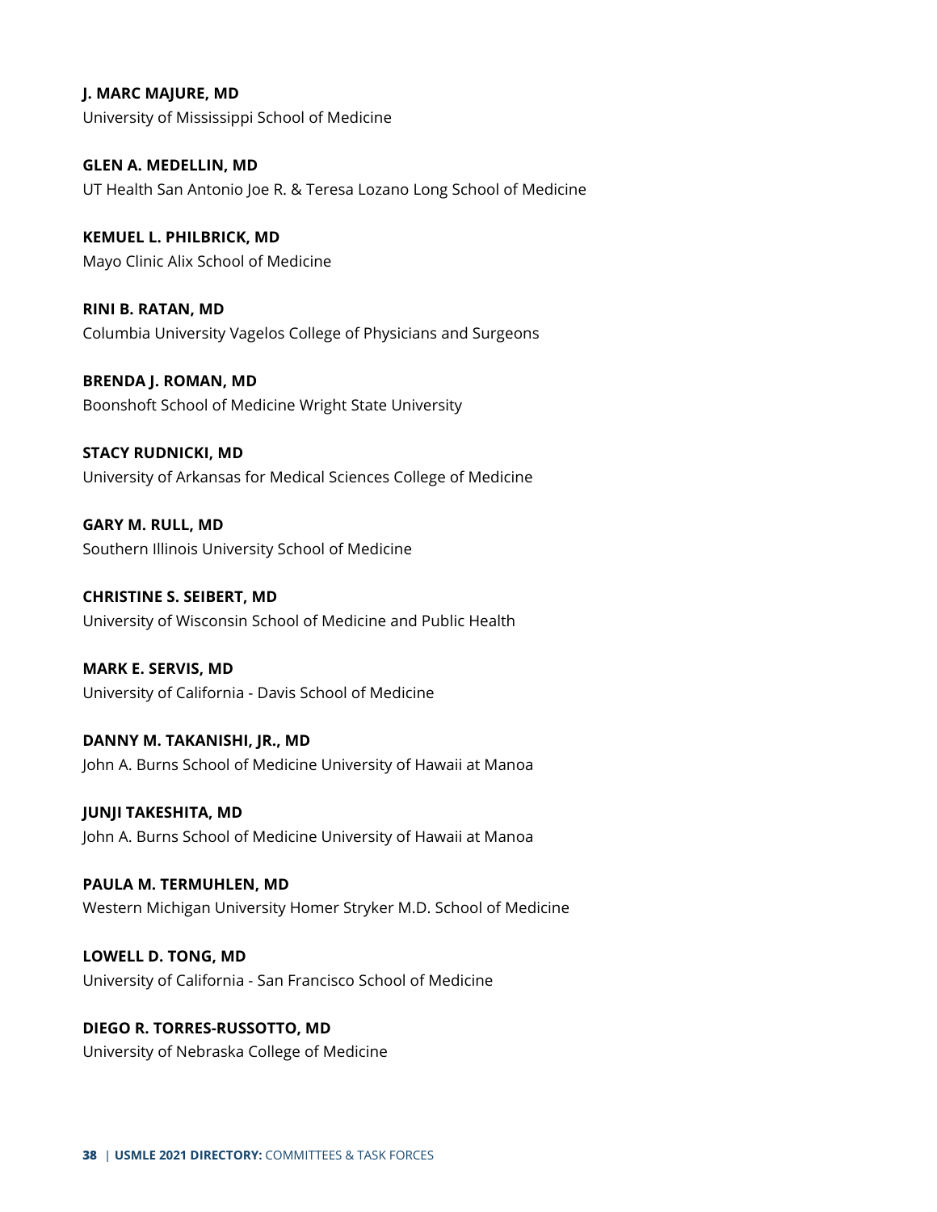**J. MARC MAJURE, MD**
University of Mississippi School of Medicine

**GLEN A. MEDELLIN, MD**
UT Health San Antonio Joe R. & Teresa Lozano Long School of Medicine

**KEMUEL L. PHILBRICK, MD**
Mayo Clinic Alix School of Medicine

**RINI B. RATAN, MD**
Columbia University Vagelos College of Physicians and Surgeons

**BRENDA J. ROMAN, MD**
Boonshoft School of Medicine Wright State University

**STACY RUDNICKI, MD**
University of Arkansas for Medical Sciences College of Medicine

**GARY M. RULL, MD**
Southern Illinois University School of Medicine

**CHRISTINE S. SEIBERT, MD**
University of Wisconsin School of Medicine and Public Health

**MARK E. SERVIS, MD**
University of California - Davis School of Medicine

**DANNY M. TAKANISHI, JR., MD**
John A. Burns School of Medicine University of Hawaii at Manoa

**JUNJI TAKESHITA, MD**
John A. Burns School of Medicine University of Hawaii at Manoa

**PAULA M. TERMUHLEN, MD**
Western Michigan University Homer Stryker M.D. School of Medicine

**LOWELL D. TONG, MD**
University of California - San Francisco School of Medicine

**DIEGO R. TORRES-RUSSOTTO, MD**
University of Nebraska College of Medicine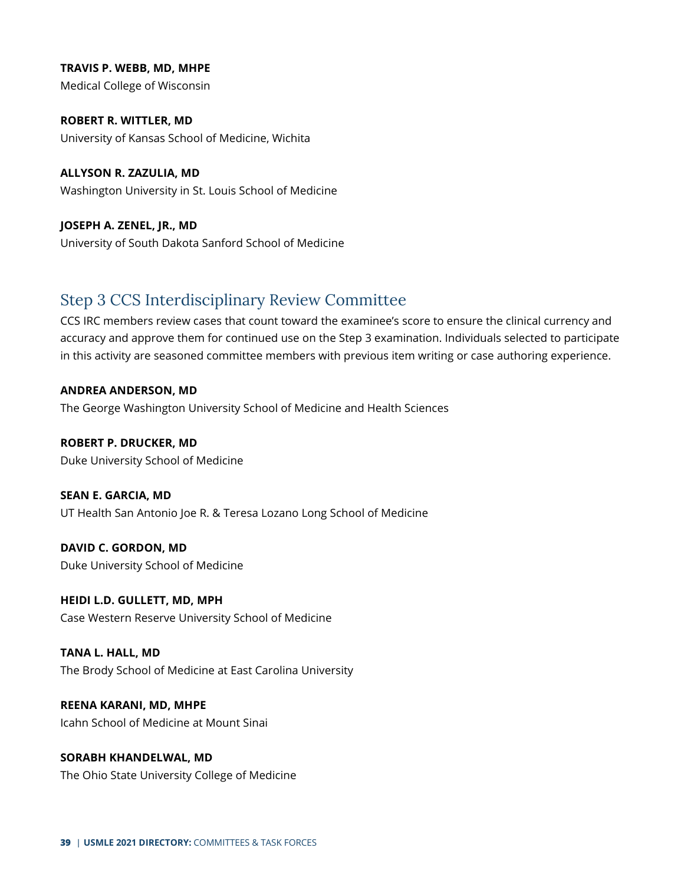**TRAVIS P. WEBB, MD, MHPE**
Medical College of Wisconsin

**ROBERT R. WITTLER, MD**
University of Kansas School of Medicine, Wichita

**ALLYSON R. ZAZULIA, MD**
Washington University in St. Louis School of Medicine

**JOSEPH A. ZENEL, JR., MD**
University of South Dakota Sanford School of Medicine

## Step 3 CCS Interdisciplinary Review Committee

CCS IRC members review cases that count toward the examinee's score to ensure the clinical currency and accuracy and approve them for continued use on the Step 3 examination. Individuals selected to participate in this activity are seasoned committee members with previous item writing or case authoring experience.

**ANDREA ANDERSON, MD**
The George Washington University School of Medicine and Health Sciences

**ROBERT P. DRUCKER, MD**
Duke University School of Medicine

**SEAN E. GARCIA, MD**
UT Health San Antonio Joe R. & Teresa Lozano Long School of Medicine

**DAVID C. GORDON, MD**
Duke University School of Medicine

**HEIDI L.D. GULLETT, MD, MPH**
Case Western Reserve University School of Medicine

**TANA L. HALL, MD**
The Brody School of Medicine at East Carolina University

**REENA KARANI, MD, MHPE**
Icahn School of Medicine at Mount Sinai

**SORABH KHANDELWAL, MD**
The Ohio State University College of Medicine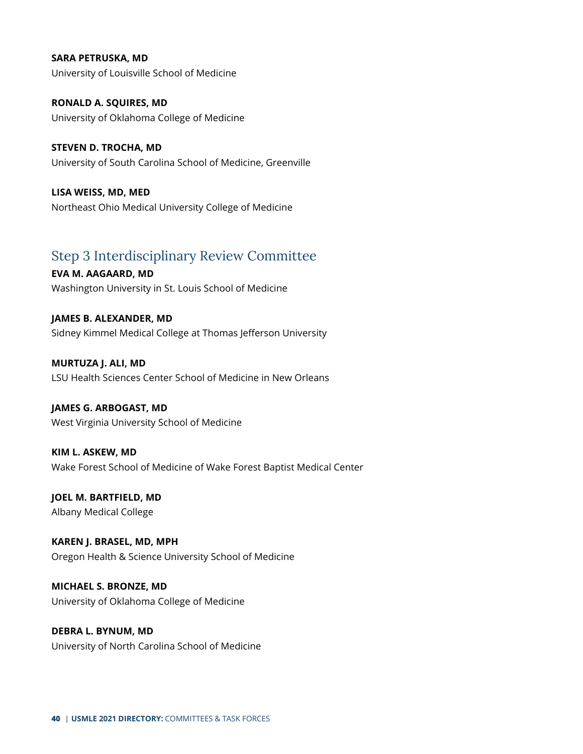**SARA PETRUSKA, MD**
University of Louisville School of Medicine

**RONALD A. SQUIRES, MD**
University of Oklahoma College of Medicine

**STEVEN D. TROCHA, MD**
University of South Carolina School of Medicine, Greenville

**LISA WEISS, MD, MED**
Northeast Ohio Medical University College of Medicine

## Step 3 Interdisciplinary Review Committee

**EVA M. AAGAARD, MD**
Washington University in St. Louis School of Medicine

**JAMES B. ALEXANDER, MD**
Sidney Kimmel Medical College at Thomas Jefferson University

**MURTUZA J. ALI, MD**
LSU Health Sciences Center School of Medicine in New Orleans

**JAMES G. ARBOGAST, MD**
West Virginia University School of Medicine

**KIM L. ASKEW, MD**
Wake Forest School of Medicine of Wake Forest Baptist Medical Center

**JOEL M. BARTFIELD, MD**
Albany Medical College

**KAREN J. BRASEL, MD, MPH**
Oregon Health & Science University School of Medicine

**MICHAEL S. BRONZE, MD**
University of Oklahoma College of Medicine

**DEBRA L. BYNUM, MD**
University of North Carolina School of Medicine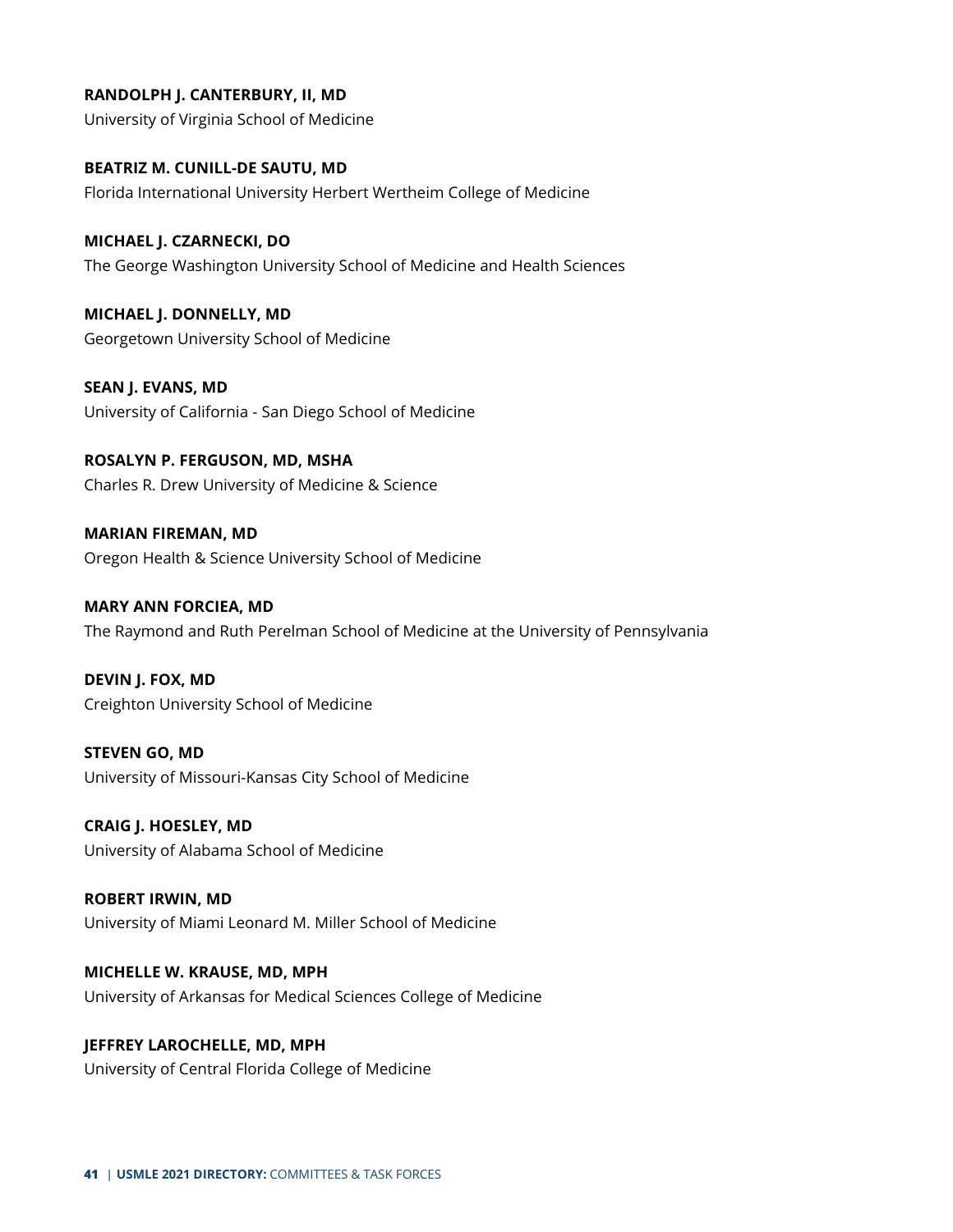**RANDOLPH J. CANTERBURY, II, MD**
University of Virginia School of Medicine

**BEATRIZ M. CUNILL-DE SAUTU, MD**
Florida International University Herbert Wertheim College of Medicine

**MICHAEL J. CZARNECKI, DO**
The George Washington University School of Medicine and Health Sciences

**MICHAEL J. DONNELLY, MD**
Georgetown University School of Medicine

**SEAN J. EVANS, MD**
University of California - San Diego School of Medicine

**ROSALYN P. FERGUSON, MD, MSHA**
Charles R. Drew University of Medicine & Science

**MARIAN FIREMAN, MD**
Oregon Health & Science University School of Medicine

**MARY ANN FORCIEA, MD**
The Raymond and Ruth Perelman School of Medicine at the University of Pennsylvania

**DEVIN J. FOX, MD**
Creighton University School of Medicine

**STEVEN GO, MD**
University of Missouri-Kansas City School of Medicine

**CRAIG J. HOESLEY, MD**
University of Alabama School of Medicine

**ROBERT IRWIN, MD**
University of Miami Leonard M. Miller School of Medicine

**MICHELLE W. KRAUSE, MD, MPH**
University of Arkansas for Medical Sciences College of Medicine

**JEFFREY LAROCHELLE, MD, MPH**
University of Central Florida College of Medicine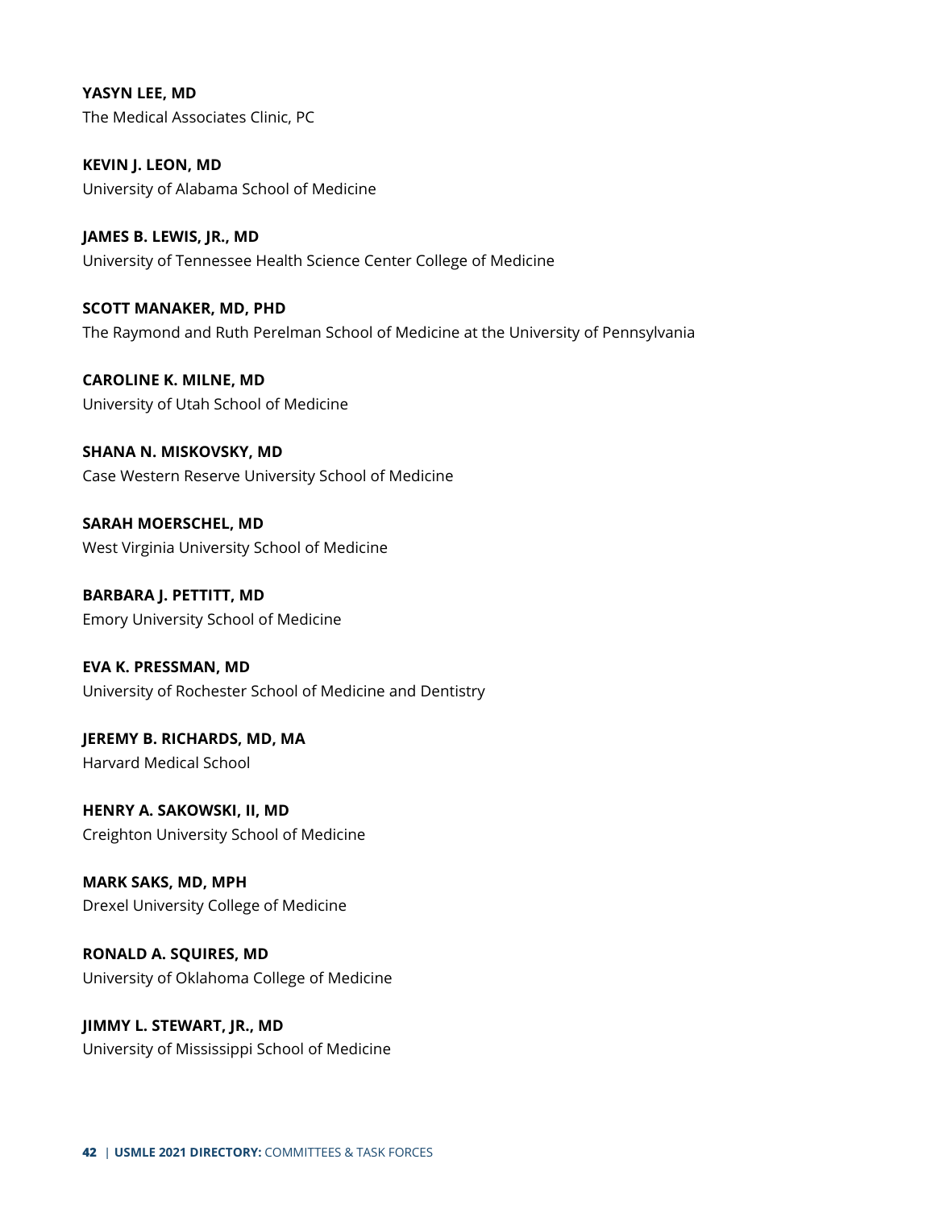**YASYN LEE, MD**
The Medical Associates Clinic, PC

**KEVIN J. LEON, MD**
University of Alabama School of Medicine

**JAMES B. LEWIS, JR., MD**
University of Tennessee Health Science Center College of Medicine

**SCOTT MANAKER, MD, PHD**
The Raymond and Ruth Perelman School of Medicine at the University of Pennsylvania

**CAROLINE K. MILNE, MD**
University of Utah School of Medicine

**SHANA N. MISKOVSKY, MD**
Case Western Reserve University School of Medicine

**SARAH MOERSCHEL, MD**
West Virginia University School of Medicine

**BARBARA J. PETTITT, MD**
Emory University School of Medicine

**EVA K. PRESSMAN, MD**
University of Rochester School of Medicine and Dentistry

**JEREMY B. RICHARDS, MD, MA**
Harvard Medical School

**HENRY A. SAKOWSKI, II, MD**
Creighton University School of Medicine

**MARK SAKS, MD, MPH**
Drexel University College of Medicine

**RONALD A. SQUIRES, MD**
University of Oklahoma College of Medicine

**JIMMY L. STEWART, JR., MD**
University of Mississippi School of Medicine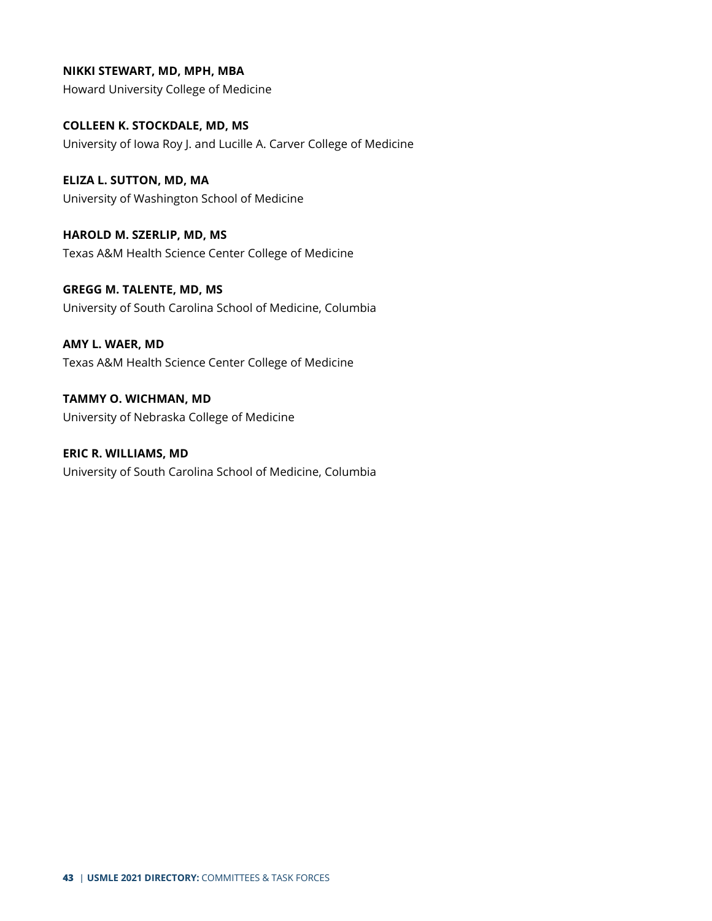**NIKKI STEWART, MD, MPH, MBA**
Howard University College of Medicine

**COLLEEN K. STOCKDALE, MD, MS**
University of Iowa Roy J. and Lucille A. Carver College of Medicine

**ELIZA L. SUTTON, MD, MA**
University of Washington School of Medicine

**HAROLD M. SZERLIP, MD, MS**
Texas A&M Health Science Center College of Medicine

**GREGG M. TALENTE, MD, MS**
University of South Carolina School of Medicine, Columbia

**AMY L. WAER, MD**
Texas A&M Health Science Center College of Medicine

**TAMMY O. WICHMAN, MD**
University of Nebraska College of Medicine

**ERIC R. WILLIAMS, MD**
University of South Carolina School of Medicine, Columbia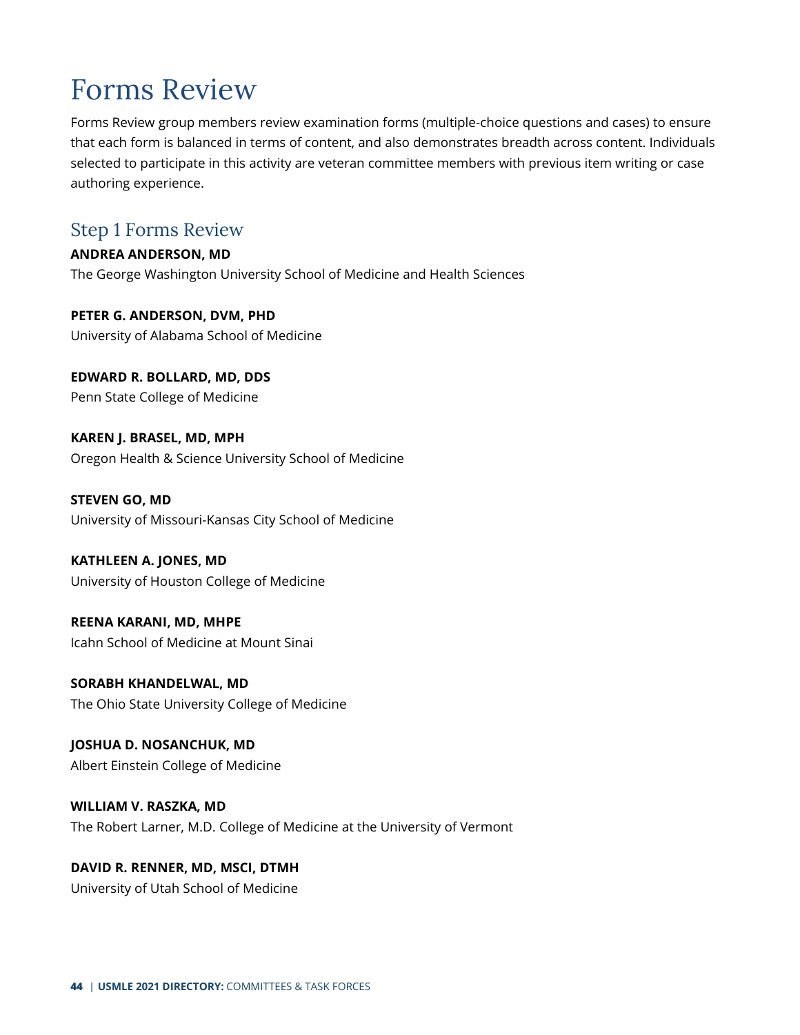# Forms Review

Forms Review group members review examination forms (multiple-choice questions and cases) to ensure that each form is balanced in terms of content, and also demonstrates breadth across content. Individuals selected to participate in this activity are veteran committee members with previous item writing or case authoring experience.

## Step 1 Forms Review

**ANDREA ANDERSON, MD**
The George Washington University School of Medicine and Health Sciences

**PETER G. ANDERSON, DVM, PHD**
University of Alabama School of Medicine

**EDWARD R. BOLLARD, MD, DDS**
Penn State College of Medicine

**KAREN J. BRASEL, MD, MPH**
Oregon Health & Science University School of Medicine

**STEVEN GO, MD**
University of Missouri-Kansas City School of Medicine

**KATHLEEN A. JONES, MD**
University of Houston College of Medicine

**REENA KARANI, MD, MHPE**
Icahn School of Medicine at Mount Sinai

**SORABH KHANDELWAL, MD**
The Ohio State University College of Medicine

**JOSHUA D. NOSANCHUK, MD**
Albert Einstein College of Medicine

**WILLIAM V. RASZKA, MD**
The Robert Larner, M.D. College of Medicine at the University of Vermont

**DAVID R. RENNER, MD, MSCI, DTMH**
University of Utah School of Medicine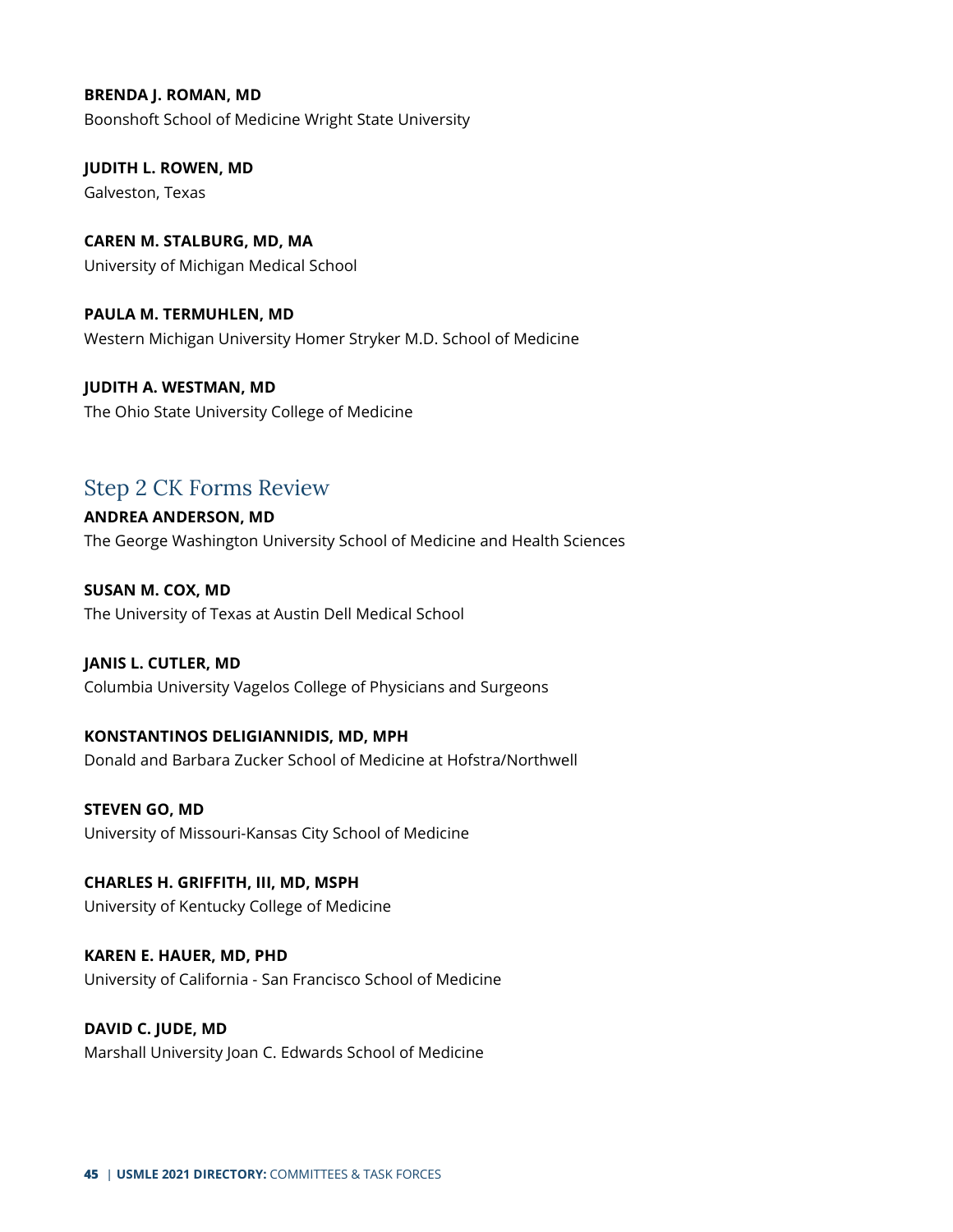**BRENDA J. ROMAN, MD**
Boonshoft School of Medicine Wright State University

**JUDITH L. ROWEN, MD**
Galveston, Texas

**CAREN M. STALBURG, MD, MA**
University of Michigan Medical School

**PAULA M. TERMUHLEN, MD**
Western Michigan University Homer Stryker M.D. School of Medicine

**JUDITH A. WESTMAN, MD**
The Ohio State University College of Medicine

## Step 2 CK Forms Review

**ANDREA ANDERSON, MD**
The George Washington University School of Medicine and Health Sciences

**SUSAN M. COX, MD**
The University of Texas at Austin Dell Medical School

**JANIS L. CUTLER, MD**
Columbia University Vagelos College of Physicians and Surgeons

**KONSTANTINOS DELIGIANNIDIS, MD, MPH**
Donald and Barbara Zucker School of Medicine at Hofstra/Northwell

**STEVEN GO, MD**
University of Missouri-Kansas City School of Medicine

**CHARLES H. GRIFFITH, III, MD, MSPH**
University of Kentucky College of Medicine

**KAREN E. HAUER, MD, PHD**
University of California - San Francisco School of Medicine

**DAVID C. JUDE, MD**
Marshall University Joan C. Edwards School of Medicine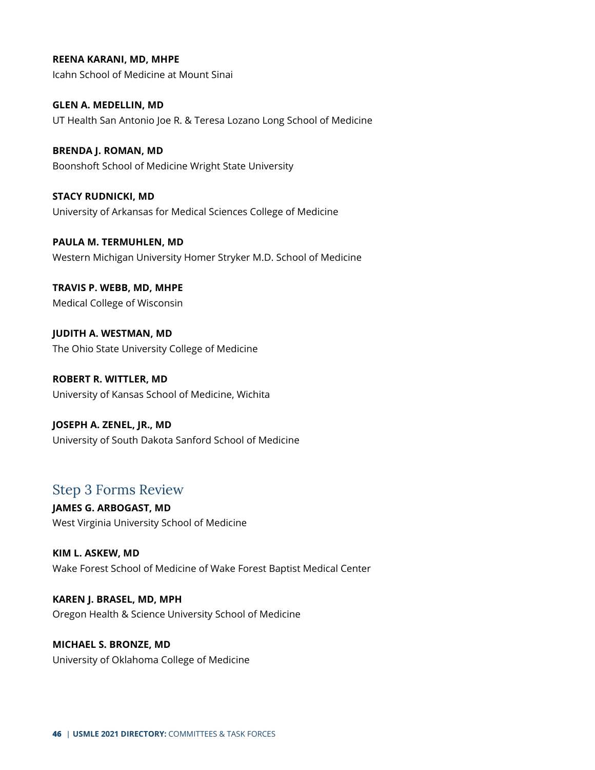**REENA KARANI, MD, MHPE**
Icahn School of Medicine at Mount Sinai

**GLEN A. MEDELLIN, MD**
UT Health San Antonio Joe R. & Teresa Lozano Long School of Medicine

**BRENDA J. ROMAN, MD**
Boonshoft School of Medicine Wright State University

**STACY RUDNICKI, MD**
University of Arkansas for Medical Sciences College of Medicine

**PAULA M. TERMUHLEN, MD**
Western Michigan University Homer Stryker M.D. School of Medicine

**TRAVIS P. WEBB, MD, MHPE**
Medical College of Wisconsin

**JUDITH A. WESTMAN, MD**
The Ohio State University College of Medicine

**ROBERT R. WITTLER, MD**
University of Kansas School of Medicine, Wichita

**JOSEPH A. ZENEL, JR., MD**
University of South Dakota Sanford School of Medicine

## Step 3 Forms Review

**JAMES G. ARBOGAST, MD**
West Virginia University School of Medicine

**KIM L. ASKEW, MD**
Wake Forest School of Medicine of Wake Forest Baptist Medical Center

**KAREN J. BRASEL, MD, MPH**
Oregon Health & Science University School of Medicine

**MICHAEL S. BRONZE, MD**
University of Oklahoma College of Medicine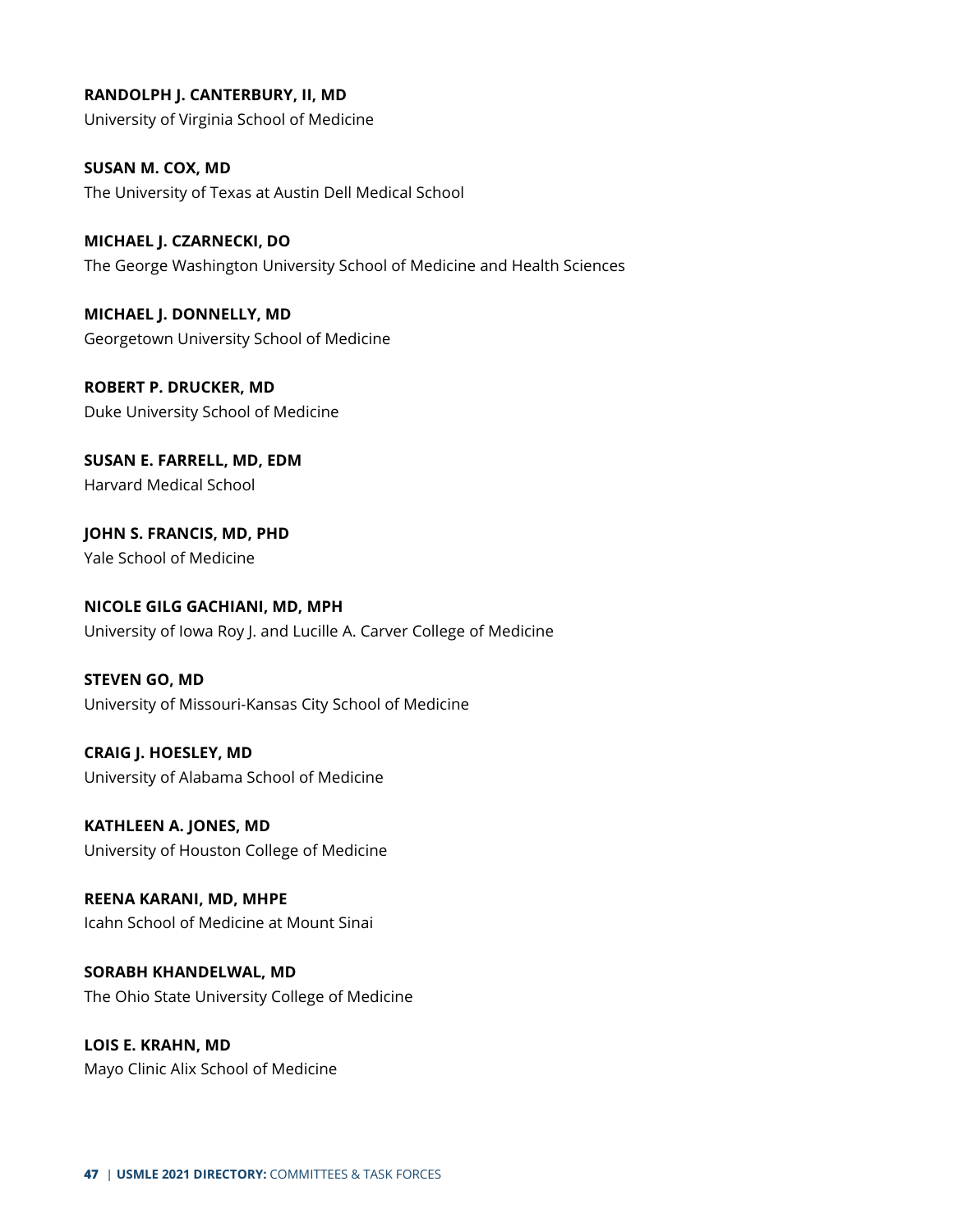**RANDOLPH J. CANTERBURY, II, MD**
University of Virginia School of Medicine

**SUSAN M. COX, MD**
The University of Texas at Austin Dell Medical School

**MICHAEL J. CZARNECKI, DO**
The George Washington University School of Medicine and Health Sciences

**MICHAEL J. DONNELLY, MD**
Georgetown University School of Medicine

**ROBERT P. DRUCKER, MD**
Duke University School of Medicine

**SUSAN E. FARRELL, MD, EDM**
Harvard Medical School

**JOHN S. FRANCIS, MD, PHD**
Yale School of Medicine

**NICOLE GILG GACHIANI, MD, MPH**
University of Iowa Roy J. and Lucille A. Carver College of Medicine

**STEVEN GO, MD**
University of Missouri-Kansas City School of Medicine

**CRAIG J. HOESLEY, MD**
University of Alabama School of Medicine

**KATHLEEN A. JONES, MD**
University of Houston College of Medicine

**REENA KARANI, MD, MHPE**
Icahn School of Medicine at Mount Sinai

**SORABH KHANDELWAL, MD**
The Ohio State University College of Medicine

**LOIS E. KRAHN, MD**
Mayo Clinic Alix School of Medicine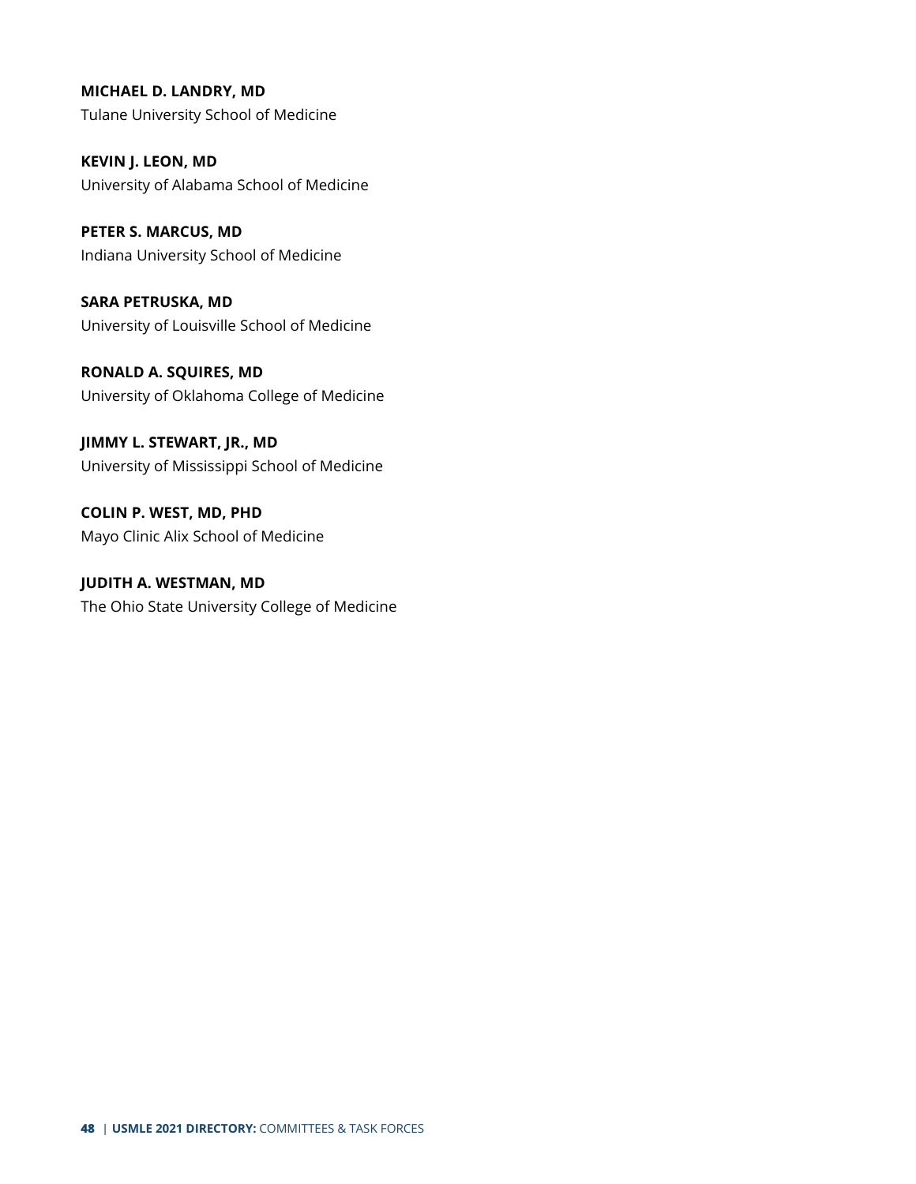**MICHAEL D. LANDRY, MD**
Tulane University School of Medicine

**KEVIN J. LEON, MD**
University of Alabama School of Medicine

**PETER S. MARCUS, MD**
Indiana University School of Medicine

**SARA PETRUSKA, MD**
University of Louisville School of Medicine

**RONALD A. SQUIRES, MD**
University of Oklahoma College of Medicine

**JIMMY L. STEWART, JR., MD**
University of Mississippi School of Medicine

**COLIN P. WEST, MD, PHD**
Mayo Clinic Alix School of Medicine

**JUDITH A. WESTMAN, MD**
The Ohio State University College of Medicine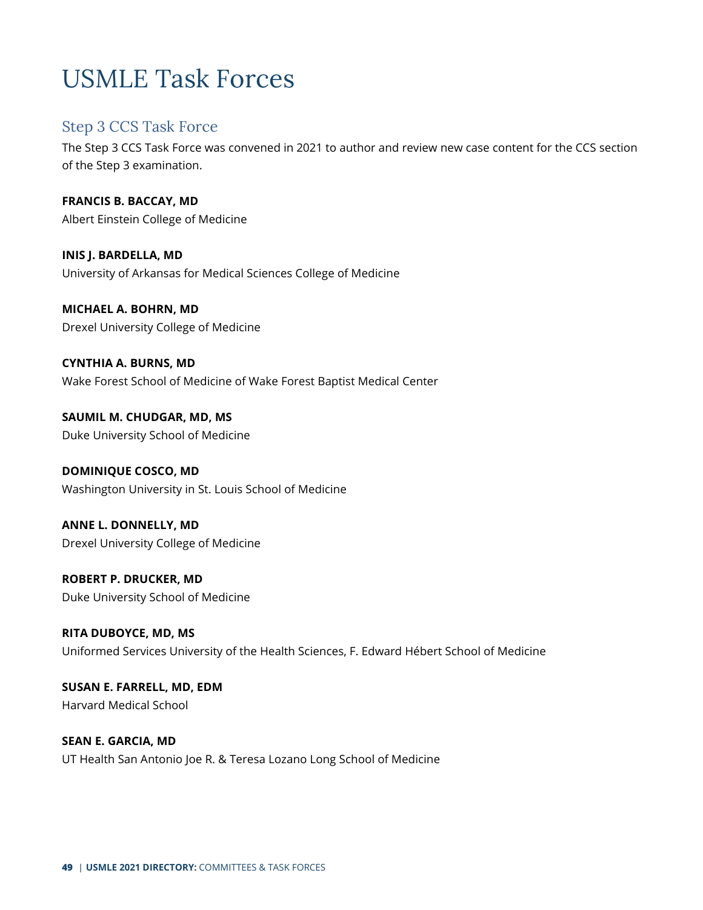# USMLE Task Forces

## Step 3 CCS Task Force

The Step 3 CCS Task Force was convened in 2021 to author and review new case content for the CCS section of the Step 3 examination.

**FRANCIS B. BACCAY, MD**
Albert Einstein College of Medicine

**INIS J. BARDELLA, MD**
University of Arkansas for Medical Sciences College of Medicine

**MICHAEL A. BOHRN, MD**
Drexel University College of Medicine

**CYNTHIA A. BURNS, MD**
Wake Forest School of Medicine of Wake Forest Baptist Medical Center

**SAUMIL M. CHUDGAR, MD, MS**
Duke University School of Medicine

**DOMINIQUE COSCO, MD**
Washington University in St. Louis School of Medicine

**ANNE L. DONNELLY, MD**
Drexel University College of Medicine

**ROBERT P. DRUCKER, MD**
Duke University School of Medicine

**RITA DUBOYCE, MD, MS**
Uniformed Services University of the Health Sciences, F. Edward Hébert School of Medicine

**SUSAN E. FARRELL, MD, EDM**
Harvard Medical School

**SEAN E. GARCIA, MD**
UT Health San Antonio Joe R. & Teresa Lozano Long School of Medicine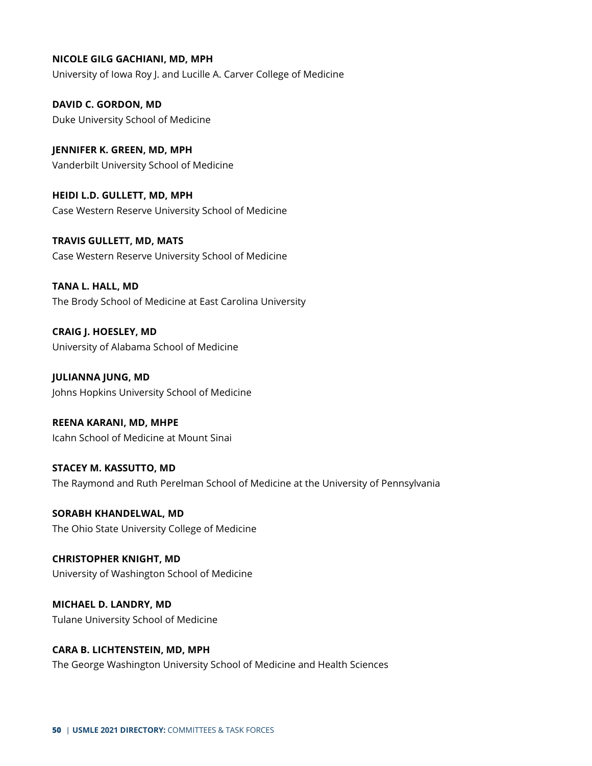**NICOLE GILG GACHIANI, MD, MPH**
University of Iowa Roy J. and Lucille A. Carver College of Medicine

**DAVID C. GORDON, MD**
Duke University School of Medicine

**JENNIFER K. GREEN, MD, MPH**
Vanderbilt University School of Medicine

**HEIDI L.D. GULLETT, MD, MPH**
Case Western Reserve University School of Medicine

**TRAVIS GULLETT, MD, MATS**
Case Western Reserve University School of Medicine

**TANA L. HALL, MD**
The Brody School of Medicine at East Carolina University

**CRAIG J. HOESLEY, MD**
University of Alabama School of Medicine

**JULIANNA JUNG, MD**
Johns Hopkins University School of Medicine

**REENA KARANI, MD, MHPE**
Icahn School of Medicine at Mount Sinai

**STACEY M. KASSUTTO, MD**
The Raymond and Ruth Perelman School of Medicine at the University of Pennsylvania

**SORABH KHANDELWAL, MD**
The Ohio State University College of Medicine

**CHRISTOPHER KNIGHT, MD**
University of Washington School of Medicine

**MICHAEL D. LANDRY, MD**
Tulane University School of Medicine

**CARA B. LICHTENSTEIN, MD, MPH**
The George Washington University School of Medicine and Health Sciences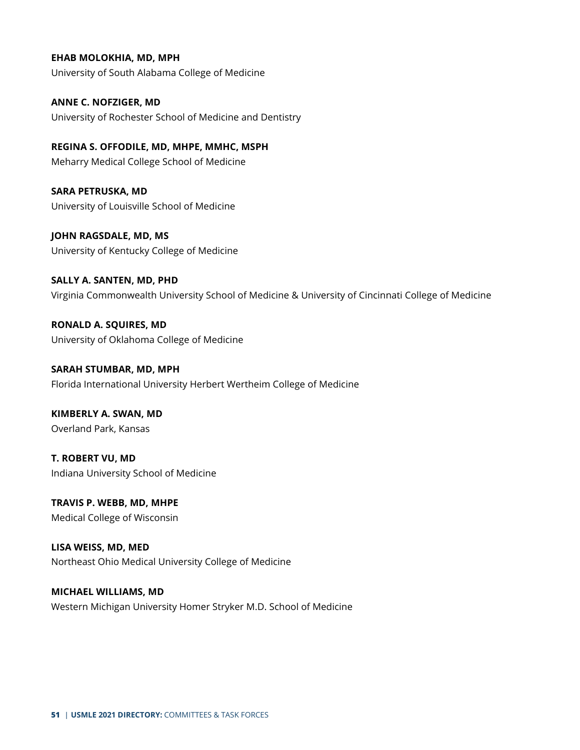**EHAB MOLOKHIA, MD, MPH**
University of South Alabama College of Medicine

**ANNE C. NOFZIGER, MD**
University of Rochester School of Medicine and Dentistry

**REGINA S. OFFODILE, MD, MHPE, MMHC, MSPH**
Meharry Medical College School of Medicine

**SARA PETRUSKA, MD**
University of Louisville School of Medicine

**JOHN RAGSDALE, MD, MS**
University of Kentucky College of Medicine

**SALLY A. SANTEN, MD, PHD**
Virginia Commonwealth University School of Medicine & University of Cincinnati College of Medicine

**RONALD A. SQUIRES, MD**
University of Oklahoma College of Medicine

**SARAH STUMBAR, MD, MPH**
Florida International University Herbert Wertheim College of Medicine

**KIMBERLY A. SWAN, MD**
Overland Park, Kansas

**T. ROBERT VU, MD**
Indiana University School of Medicine

**TRAVIS P. WEBB, MD, MHPE**
Medical College of Wisconsin

**LISA WEISS, MD, MED**
Northeast Ohio Medical University College of Medicine

**MICHAEL WILLIAMS, MD**
Western Michigan University Homer Stryker M.D. School of Medicine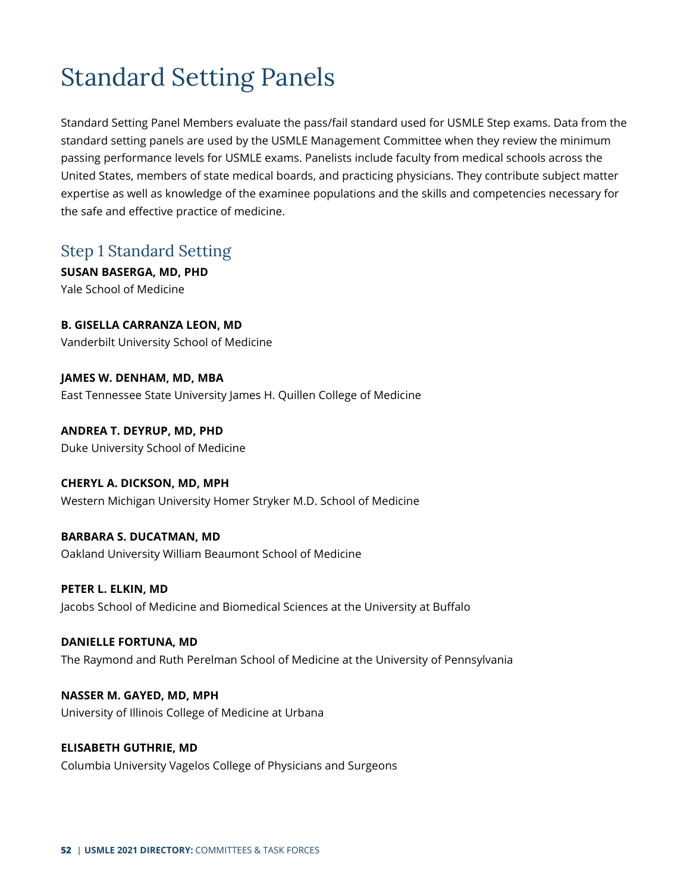# Standard Setting Panels

Standard Setting Panel Members evaluate the pass/fail standard used for USMLE Step exams. Data from the standard setting panels are used by the USMLE Management Committee when they review the minimum passing performance levels for USMLE exams. Panelists include faculty from medical schools across the United States, members of state medical boards, and practicing physicians. They contribute subject matter expertise as well as knowledge of the examinee populations and the skills and competencies necessary for the safe and effective practice of medicine.

## Step 1 Standard Setting

**SUSAN BASERGA, MD, PHD**
Yale School of Medicine

**B. GISELLA CARRANZA LEON, MD**
Vanderbilt University School of Medicine

**JAMES W. DENHAM, MD, MBA**
East Tennessee State University James H. Quillen College of Medicine

**ANDREA T. DEYRUP, MD, PHD**
Duke University School of Medicine

**CHERYL A. DICKSON, MD, MPH**
Western Michigan University Homer Stryker M.D. School of Medicine

**BARBARA S. DUCATMAN, MD**
Oakland University William Beaumont School of Medicine

**PETER L. ELKIN, MD**
Jacobs School of Medicine and Biomedical Sciences at the University at Buffalo

**DANIELLE FORTUNA, MD**
The Raymond and Ruth Perelman School of Medicine at the University of Pennsylvania

**NASSER M. GAYED, MD, MPH**
University of Illinois College of Medicine at Urbana

**ELISABETH GUTHRIE, MD**
Columbia University Vagelos College of Physicians and Surgeons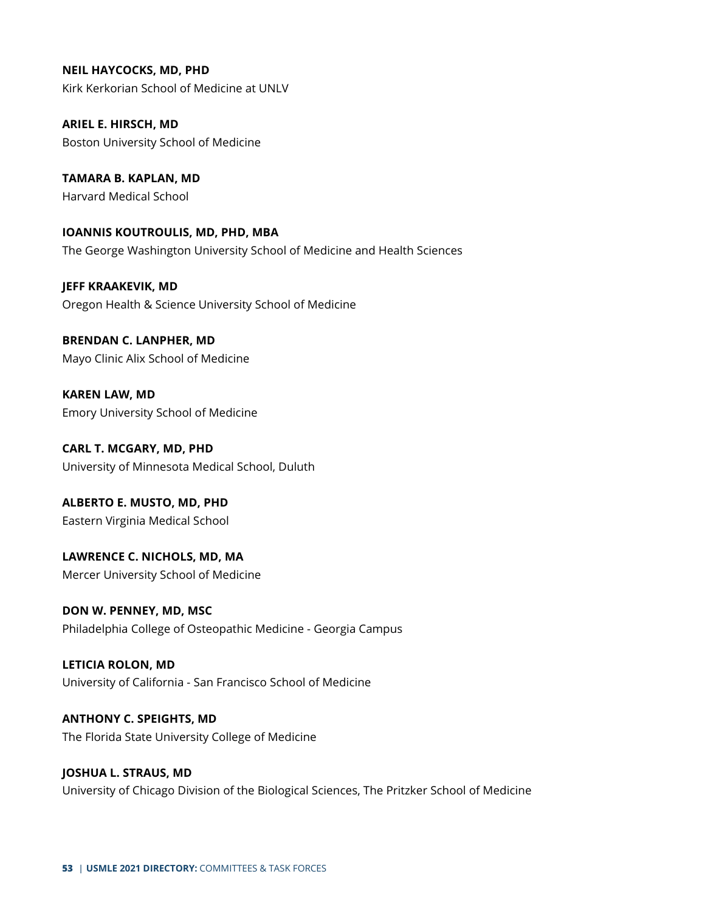**NEIL HAYCOCKS, MD, PHD**
Kirk Kerkorian School of Medicine at UNLV

**ARIEL E. HIRSCH, MD**
Boston University School of Medicine

**TAMARA B. KAPLAN, MD**
Harvard Medical School

**IOANNIS KOUTROULIS, MD, PHD, MBA**
The George Washington University School of Medicine and Health Sciences

**JEFF KRAAKEVIK, MD**
Oregon Health & Science University School of Medicine

**BRENDAN C. LANPHER, MD**
Mayo Clinic Alix School of Medicine

**KAREN LAW, MD**
Emory University School of Medicine

**CARL T. MCGARY, MD, PHD**
University of Minnesota Medical School, Duluth

**ALBERTO E. MUSTO, MD, PHD**
Eastern Virginia Medical School

**LAWRENCE C. NICHOLS, MD, MA**
Mercer University School of Medicine

**DON W. PENNEY, MD, MSC**
Philadelphia College of Osteopathic Medicine - Georgia Campus

**LETICIA ROLON, MD**
University of California - San Francisco School of Medicine

**ANTHONY C. SPEIGHTS, MD**
The Florida State University College of Medicine

**JOSHUA L. STRAUS, MD**
University of Chicago Division of the Biological Sciences, The Pritzker School of Medicine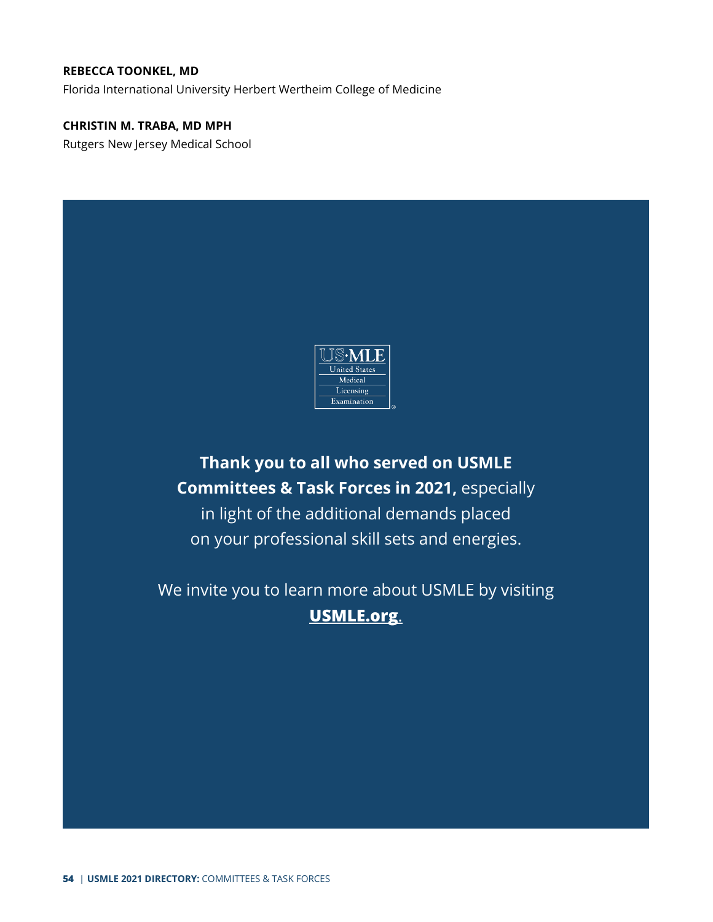**REBECCA TOONKEL, MD**
Florida International University Herbert Wertheim College of Medicine

**CHRISTIN M. TRABA, MD MPH**
Rutgers New Jersey Medical School

USMLE United States Medical Licensing Examination

**Thank you to all who served on USMLE Committees & Task Forces in 2021,** especially in light of the additional demands placed on your professional skill sets and energies.

We invite you to learn more about USMLE by visiting **USMLE.org**.